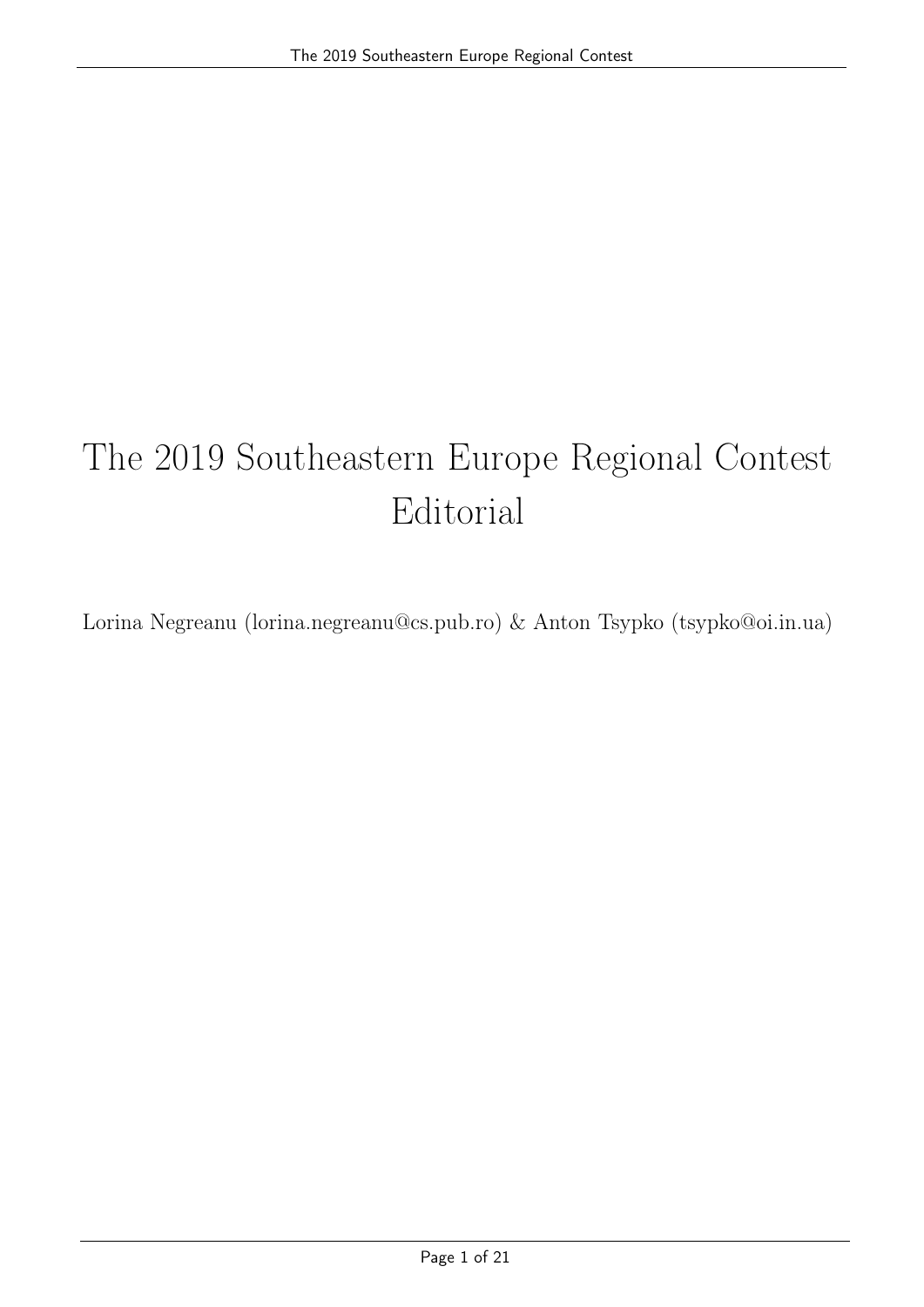# The 2019 Southeastern Europe Regional Contest Editorial

Lorina Negreanu (lorina.negreanu@cs.pub.ro) & Anton Tsypko (tsypko@oi.in.ua)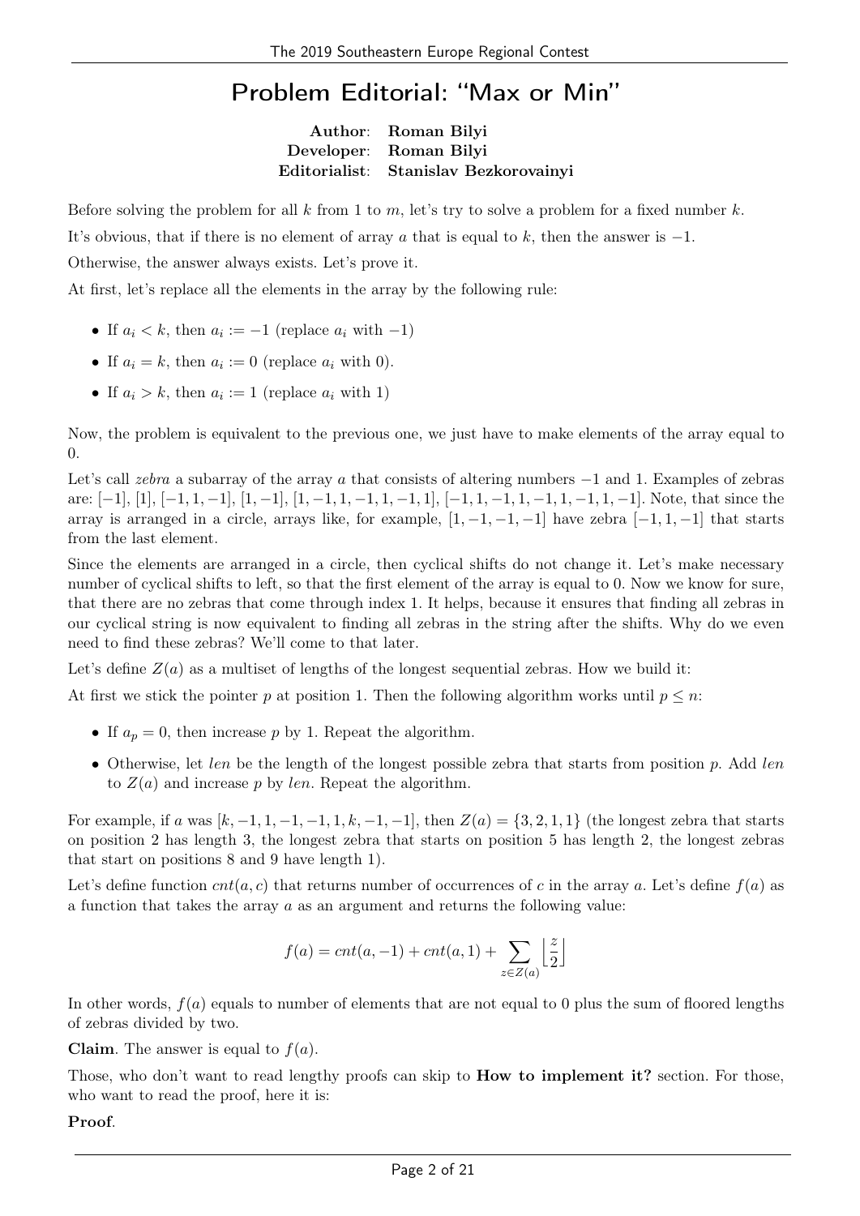# Problem Editorial: "Max or Min"

**Author**: **Roman Bilyi**
**Developer**: **Roman Bilyi**
**Editorialist**: **Stanislav Bezkorovainyi**

Before solving the problem for all $k$ from 1 to $m$, let's try to solve a problem for a fixed number $k$.

It's obvious, that if there is no element of array $a$ that is equal to $k$, then the answer is $-1$.

Otherwise, the answer always exists. Let's prove it.

At first, let's replace all the elements in the array by the following rule:

- If $a_i < k$, then $a_i := -1$ (replace $a_i$ with $-1$)
- If $a_i = k$, then $a_i := 0$ (replace $a_i$ with 0).
- If $a_i > k$, then $a_i := 1$ (replace $a_i$ with 1)

Now, the problem is equivalent to the previous one, we just have to make elements of the array equal to 0.

Let's call *zebra* a subarray of the array $a$ that consists of altering numbers $-1$ and 1. Examples of zebras are: $[-1]$, $[1]$, $[-1, 1, -1]$, $[1, -1]$, $[1, -1, 1, -1, 1, -1, 1]$, $[-1, 1, -1, 1, -1, 1, -1, 1, -1]$. Note, that since the array is arranged in a circle, arrays like, for example, $[1, -1, -1, -1]$ have zebra $[-1, 1, -1]$ that starts from the last element.

Since the elements are arranged in a circle, then cyclical shifts do not change it. Let's make necessary number of cyclical shifts to left, so that the first element of the array is equal to 0. Now we know for sure, that there are no zebras that come through index 1. It helps, because it ensures that finding all zebras in our cyclical string is now equivalent to finding all zebras in the string after the shifts. Why do we even need to find these zebras? We'll come to that later.

Let's define $Z(a)$ as a multiset of lengths of the longest sequential zebras. How we build it:

At first we stick the pointer $p$ at position 1. Then the following algorithm works until $p \leq n$:

- If $a_p = 0$, then increase $p$ by 1. Repeat the algorithm.
- Otherwise, let *len* be the length of the longest possible zebra that starts from position $p$. Add *len* to $Z(a)$ and increase $p$ by *len*. Repeat the algorithm.

For example, if $a$ was $[k, -1, 1, -1, -1, 1, k, -1, -1]$, then $Z(a) = \{3, 2, 1, 1\}$ (the longest zebra that starts on position 2 has length 3, the longest zebra that starts on position 5 has length 2, the longest zebras that start on positions 8 and 9 have length 1).

Let's define function $cnt(a, c)$ that returns number of occurrences of $c$ in the array $a$. Let's define $f(a)$ as a function that takes the array $a$ as an argument and returns the following value:

$$f(a) = cnt(a, -1) + cnt(a, 1) + \sum_{z \in Z(a)} \left\lfloor \frac{z}{2} \right\rfloor$$

In other words, $f(a)$ equals to number of elements that are not equal to 0 plus the sum of floored lengths of zebras divided by two.

**Claim**. The answer is equal to $f(a)$.

Those, who don't want to read lengthy proofs can skip to **How to implement it?** section. For those, who want to read the proof, here it is:

**Proof**.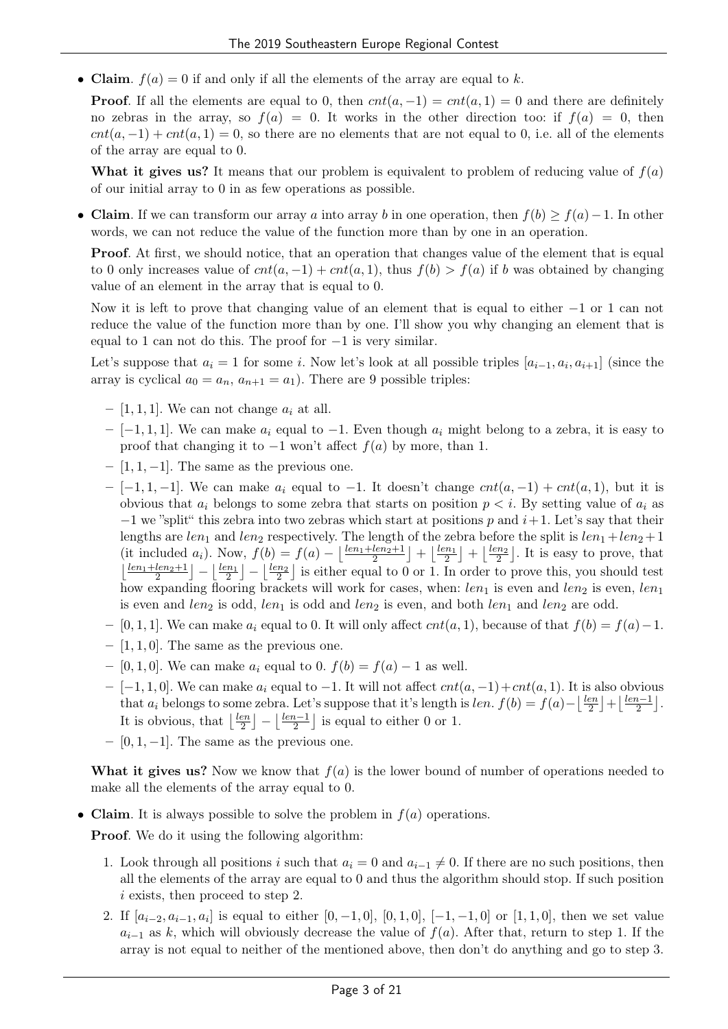- **Claim**. $f(a) = 0$ if and only if all the elements of the array are equal to $k$.

  **Proof**. If all the elements are equal to 0, then $cnt(a, -1) = cnt(a, 1) = 0$ and there are definitely no zebras in the array, so $f(a) = 0$. It works in the other direction too: if $f(a) = 0$, then $cnt(a, -1) + cnt(a, 1) = 0$, so there are no elements that are not equal to 0, i.e. all of the elements of the array are equal to 0.

  **What it gives us?** It means that our problem is equivalent to problem of reducing value of $f(a)$ of our initial array to 0 in as few operations as possible.

- **Claim**. If we can transform our array $a$ into array $b$ in one operation, then $f(b) \geq f(a) - 1$. In other words, we can not reduce the value of the function more than by one in an operation.

  **Proof**. At first, we should notice, that an operation that changes value of the element that is equal to 0 only increases value of $cnt(a, -1) + cnt(a, 1)$, thus $f(b) > f(a)$ if $b$ was obtained by changing value of an element in the array that is equal to 0.

  Now it is left to prove that changing value of an element that is equal to either $-1$ or 1 can not reduce the value of the function more than by one. I'll show you why changing an element that is equal to 1 can not do this. The proof for $-1$ is very similar.

  Let's suppose that $a_i = 1$ for some $i$. Now let's look at all possible triples $[a_{i-1}, a_i, a_{i+1}]$ (since the array is cyclical $a_0 = a_n$, $a_{n+1} = a_1$). There are 9 possible triples:

  - $[1, 1, 1]$. We can not change $a_i$ at all.
  - $[-1, 1, 1]$. We can make $a_i$ equal to $-1$. Even though $a_i$ might belong to a zebra, it is easy to proof that changing it to $-1$ won't affect $f(a)$ by more, than 1.
  - $[1, 1, -1]$. The same as the previous one.
  - $[-1, 1, -1]$. We can make $a_i$ equal to $-1$. It doesn't change $cnt(a, -1) + cnt(a, 1)$, but it is obvious that $a_i$ belongs to some zebra that starts on position $p < i$. By setting value of $a_i$ as $-1$ we "split" this zebra into two zebras which start at positions $p$ and $i+1$. Let's say that their lengths are $len_1$ and $len_2$ respectively. The length of the zebra before the split is $len_1 + len_2 + 1$ (it included $a_i$). Now, $f(b) = f(a) - \left\lfloor \frac{len_1 + len_2 + 1}{2} \right\rfloor + \left\lfloor \frac{len_1}{2} \right\rfloor + \left\lfloor \frac{len_2}{2} \right\rfloor$. It is easy to prove, that $\left\lfloor \frac{len_1 + len_2 + 1}{2} \right\rfloor - \left\lfloor \frac{len_1}{2} \right\rfloor - \left\lfloor \frac{len_2}{2} \right\rfloor$ is either equal to 0 or 1. In order to prove this, you should test how expanding flooring brackets will work for cases, when: $len_1$ is even and $len_2$ is even, $len_1$ is even and $len_2$ is odd, $len_1$ is odd and $len_2$ is even, and both $len_1$ and $len_2$ are odd.
  - $[0, 1, 1]$. We can make $a_i$ equal to 0. It will only affect $cnt(a, 1)$, because of that $f(b) = f(a) - 1$.
  - $[1, 1, 0]$. The same as the previous one.
  - $[0, 1, 0]$. We can make $a_i$ equal to 0. $f(b) = f(a) - 1$ as well.
  - $[-1, 1, 0]$. We can make $a_i$ equal to $-1$. It will not affect $cnt(a, -1) + cnt(a, 1)$. It is also obvious that $a_i$ belongs to some zebra. Let's suppose that it's length is $len$. $f(b) = f(a) - \left\lfloor \frac{len}{2} \right\rfloor + \left\lfloor \frac{len-1}{2} \right\rfloor$. It is obvious, that $\left\lfloor \frac{len}{2} \right\rfloor - \left\lfloor \frac{len-1}{2} \right\rfloor$ is equal to either 0 or 1.
  - $[0, 1, -1]$. The same as the previous one.

  **What it gives us?** Now we know that $f(a)$ is the lower bound of number of operations needed to make all the elements of the array equal to 0.

- **Claim**. It is always possible to solve the problem in $f(a)$ operations.

  **Proof**. We do it using the following algorithm:

  1. Look through all positions $i$ such that $a_i = 0$ and $a_{i-1} \neq 0$. If there are no such positions, then all the elements of the array are equal to 0 and thus the algorithm should stop. If such position $i$ exists, then proceed to step 2.
  2. If $[a_{i-2}, a_{i-1}, a_i]$ is equal to either $[0, -1, 0]$, $[0, 1, 0]$, $[-1, -1, 0]$ or $[1, 1, 0]$, then we set value $a_{i-1}$ as $k$, which will obviously decrease the value of $f(a)$. After that, return to step 1. If the array is not equal to neither of the mentioned above, then don't do anything and go to step 3.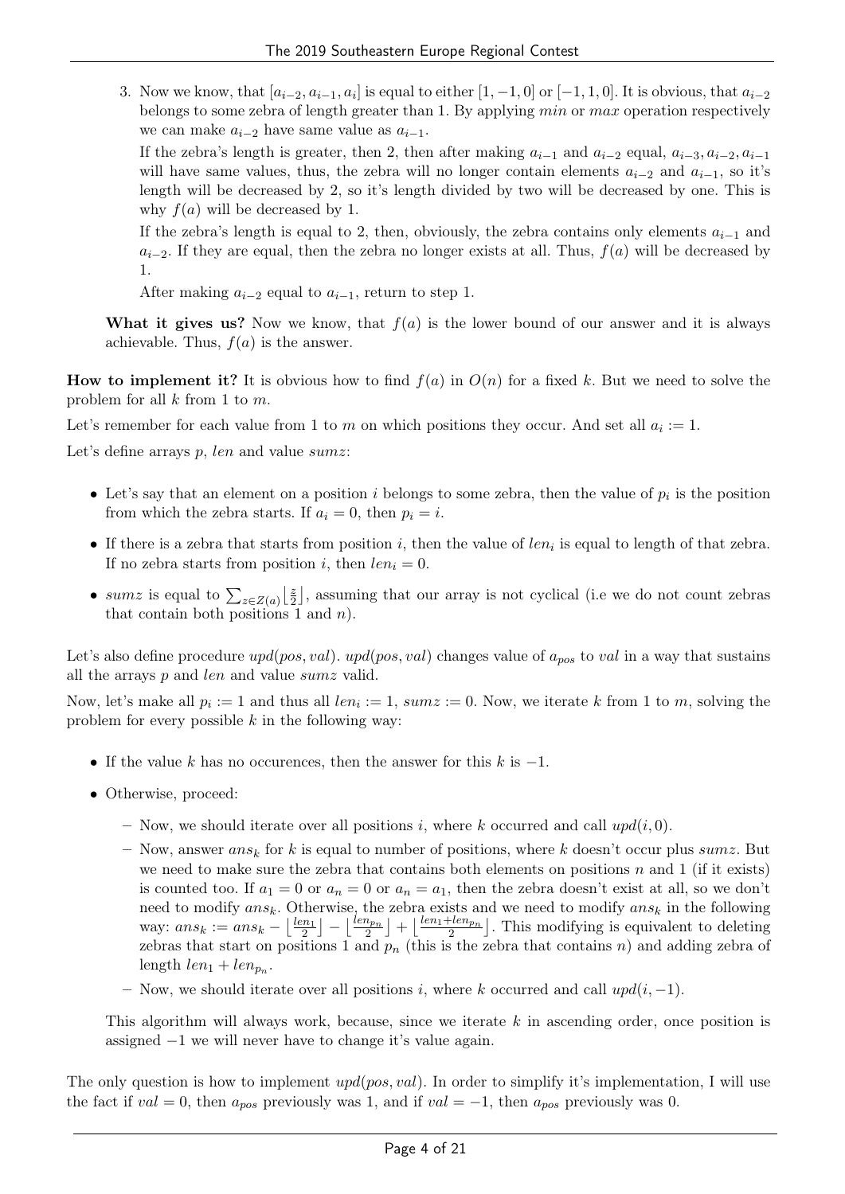3. Now we know, that $[a_{i-2}, a_{i-1}, a_i]$ is equal to either $[1, -1, 0]$ or $[-1, 1, 0]$. It is obvious, that $a_{i-2}$ belongs to some zebra of length greater than 1. By applying *min* or *max* operation respectively we can make $a_{i-2}$ have same value as $a_{i-1}$.

   If the zebra's length is greater, then 2, then after making $a_{i-1}$ and $a_{i-2}$ equal, $a_{i-3}, a_{i-2}, a_{i-1}$ will have same values, thus, the zebra will no longer contain elements $a_{i-2}$ and $a_{i-1}$, so it's length will be decreased by 2, so it's length divided by two will be decreased by one. This is why $f(a)$ will be decreased by 1.

   If the zebra's length is equal to 2, then, obviously, the zebra contains only elements $a_{i-1}$ and $a_{i-2}$. If they are equal, then the zebra no longer exists at all. Thus, $f(a)$ will be decreased by 1.

   After making $a_{i-2}$ equal to $a_{i-1}$, return to step 1.

**What it gives us?** Now we know, that $f(a)$ is the lower bound of our answer and it is always achievable. Thus, $f(a)$ is the answer.

**How to implement it?** It is obvious how to find $f(a)$ in $O(n)$ for a fixed $k$. But we need to solve the problem for all $k$ from 1 to $m$.

Let's remember for each value from 1 to $m$ on which positions they occur. And set all $a_i := 1$.

Let's define arrays $p$, $len$ and value $sumz$:

- Let's say that an element on a position $i$ belongs to some zebra, then the value of $p_i$ is the position from which the zebra starts. If $a_i = 0$, then $p_i = i$.
- If there is a zebra that starts from position $i$, then the value of $len_i$ is equal to length of that zebra. If no zebra starts from position $i$, then $len_i = 0$.
- $sumz$ is equal to $\sum_{z \in Z(a)} \lfloor \frac{z}{2} \rfloor$, assuming that our array is not cyclical (i.e we do not count zebras that contain both positions 1 and $n$).

Let's also define procedure $upd(pos, val)$. $upd(pos, val)$ changes value of $a_{pos}$ to $val$ in a way that sustains all the arrays $p$ and $len$ and value $sumz$ valid.

Now, let's make all $p_i := 1$ and thus all $len_i := 1$, $sumz := 0$. Now, we iterate $k$ from 1 to $m$, solving the problem for every possible $k$ in the following way:

- If the value $k$ has no occurences, then the answer for this $k$ is $-1$.
- Otherwise, proceed:
  - Now, we should iterate over all positions $i$, where $k$ occurred and call $upd(i, 0)$.
  - Now, answer $ans_k$ for $k$ is equal to number of positions, where $k$ doesn't occur plus $sumz$. But we need to make sure the zebra that contains both elements on positions $n$ and 1 (if it exists) is counted too. If $a_1 = 0$ or $a_n = 0$ or $a_n = a_1$, then the zebra doesn't exist at all, so we don't need to modify $ans_k$. Otherwise, the zebra exists and we need to modify $ans_k$ in the following way: $ans_k := ans_k - \lfloor \frac{len_1}{2} \rfloor - \lfloor \frac{len_{p_n}}{2} \rfloor + \lfloor \frac{len_1 + len_{p_n}}{2} \rfloor$. This modifying is equivalent to deleting zebras that start on positions 1 and $p_n$ (this is the zebra that contains $n$) and adding zebra of length $len_1 + len_{p_n}$.
  - Now, we should iterate over all positions $i$, where $k$ occurred and call $upd(i, -1)$.

This algorithm will always work, because, since we iterate $k$ in ascending order, once position is assigned $-1$ we will never have to change it's value again.

The only question is how to implement $upd(pos, val)$. In order to simplify it's implementation, I will use the fact if $val = 0$, then $a_{pos}$ previously was 1, and if $val = -1$, then $a_{pos}$ previously was 0.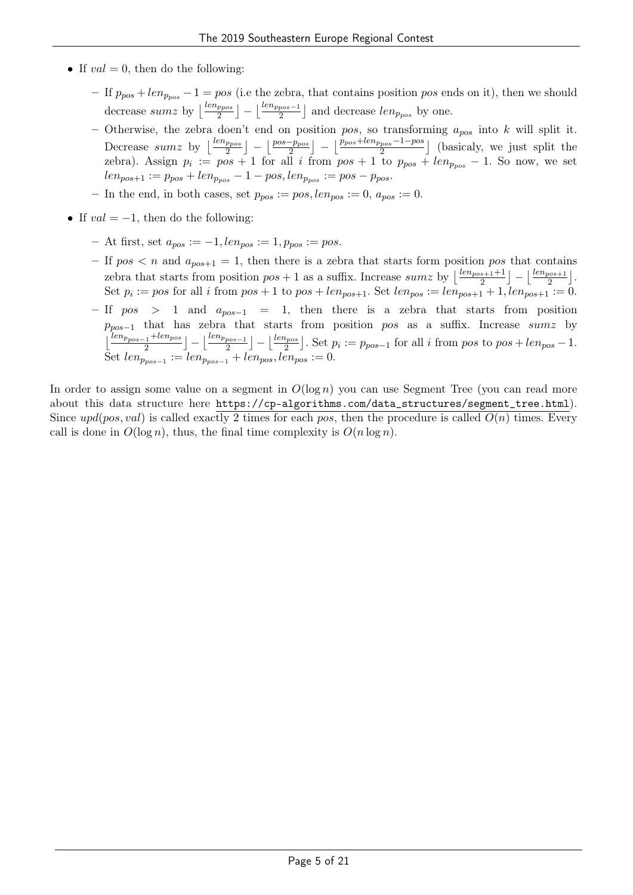- If $val = 0$, then do the following:
  - If $p_{pos} + len_{p_{pos}} - 1 = pos$ (i.e the zebra, that contains position $pos$ ends on it), then we should decrease $sumz$ by $\lfloor \frac{len_{p_{pos}}}{2} \rfloor - \lfloor \frac{len_{p_{pos}-1}}{2} \rfloor$ and decrease $len_{p_{pos}}$ by one.
  - Otherwise, the zebra doen't end on position $pos$, so transforming $a_{pos}$ into $k$ will split it. Decrease $sumz$ by $\lfloor \frac{len_{p_{pos}}}{2} \rfloor - \lfloor \frac{pos - p_{pos}}{2} \rfloor - \lfloor \frac{p_{pos} + len_{p_{pos}} - 1 - pos}{2} \rfloor$ (basicaly, we just split the zebra). Assign $p_i := pos + 1$ for all $i$ from $pos + 1$ to $p_{pos} + len_{p_{pos}} - 1$. So now, we set $len_{pos+1} := p_{pos} + len_{p_{pos}} - 1 - pos, len_{p_{pos}} := pos - p_{pos}$.
  - In the end, in both cases, set $p_{pos} := pos, len_{pos} := 0$, $a_{pos} := 0$.
- If $val = -1$, then do the following:
  - At first, set $a_{pos} := -1, len_{pos} := 1, p_{pos} := pos$.
  - If $pos < n$ and $a_{pos+1} = 1$, then there is a zebra that starts form position $pos$ that contains zebra that starts from position $pos + 1$ as a suffix. Increase $sumz$ by $\lfloor \frac{len_{pos+1}+1}{2} \rfloor - \lfloor \frac{len_{pos+1}}{2} \rfloor$. Set $p_i := pos$ for all $i$ from $pos + 1$ to $pos + len_{pos+1}$. Set $len_{pos} := len_{pos+1} + 1, len_{pos+1} := 0$.
  - If $pos > 1$ and $a_{pos-1} = 1$, then there is a zebra that starts from position $p_{pos-1}$ that has zebra that starts from position $pos$ as a suffix. Increase $sumz$ by $\lfloor \frac{len_{p_{pos-1}} + len_{pos}}{2} \rfloor - \lfloor \frac{len_{p_{pos-1}}}{2} \rfloor - \lfloor \frac{len_{pos}}{2} \rfloor$. Set $p_i := p_{pos-1}$ for all $i$ from $pos$ to $pos + len_{pos} - 1$. Set $len_{p_{pos-1}} := len_{p_{pos-1}} + len_{pos}, len_{pos} := 0$.

In order to assign some value on a segment in $O(\log n)$ you can use Segment Tree (you can read more about this data structure here https://cp-algorithms.com/data_structures/segment_tree.html). Since $upd(pos, val)$ is called exactly 2 times for each $pos$, then the procedure is called $O(n)$ times. Every call is done in $O(\log n)$, thus, the final time complexity is $O(n \log n)$.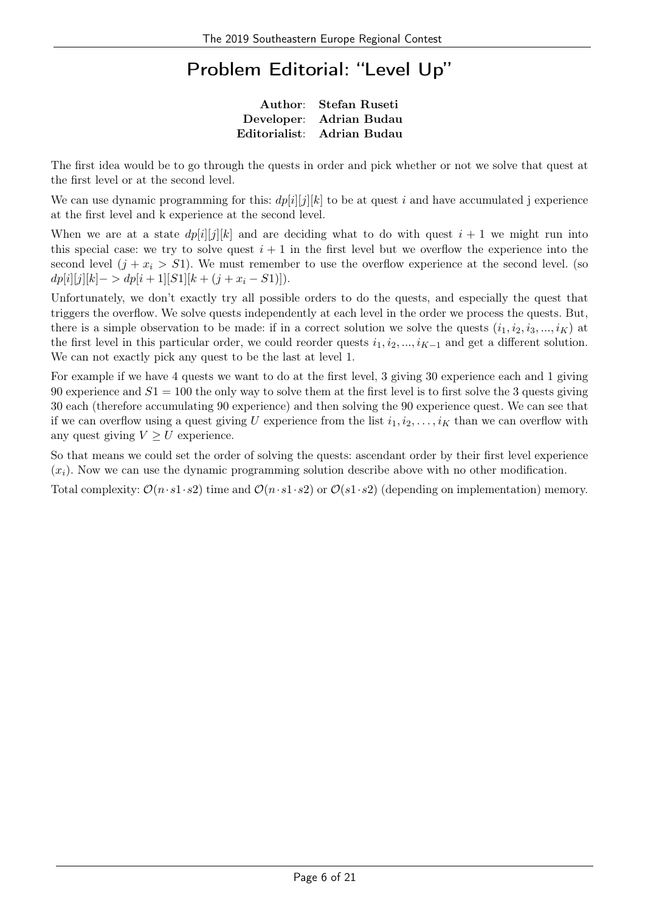# Problem Editorial: "Level Up"

**Author**: **Stefan Ruseti**
**Developer**: **Adrian Budau**
**Editorialist**: **Adrian Budau**

The first idea would be to go through the quests in order and pick whether or not we solve that quest at the first level or at the second level.

We can use dynamic programming for this: $dp[i][j][k]$ to be at quest $i$ and have accumulated j experience at the first level and k experience at the second level.

When we are at a state $dp[i][j][k]$ and are deciding what to do with quest $i+1$ we might run into this special case: we try to solve quest $i+1$ in the first level but we overflow the experience into the second level ($j + x_i > S1$). We must remember to use the overflow experience at the second level. (so $dp[i][j][k] -> dp[i+1][S1][k + (j + x_i - S1)]$).

Unfortunately, we don't exactly try all possible orders to do the quests, and especially the quest that triggers the overflow. We solve quests independently at each level in the order we process the quests. But, there is a simple observation to be made: if in a correct solution we solve the quests $(i_1, i_2, i_3, ..., i_K)$ at the first level in this particular order, we could reorder quests $i_1, i_2, ..., i_{K-1}$ and get a different solution. We can not exactly pick any quest to be the last at level 1.

For example if we have 4 quests we want to do at the first level, 3 giving 30 experience each and 1 giving 90 experience and $S1 = 100$ the only way to solve them at the first level is to first solve the 3 quests giving 30 each (therefore accumulating 90 experience) and then solving the 90 experience quest. We can see that if we can overflow using a quest giving $U$ experience from the list $i_1, i_2, \ldots, i_K$ than we can overflow with any quest giving $V \geq U$ experience.

So that means we could set the order of solving the quests: ascendant order by their first level experience ($x_i$). Now we can use the dynamic programming solution describe above with no other modification.

Total complexity: $\mathcal{O}(n \cdot s1 \cdot s2)$ time and $\mathcal{O}(n \cdot s1 \cdot s2)$ or $\mathcal{O}(s1 \cdot s2)$ (depending on implementation) memory.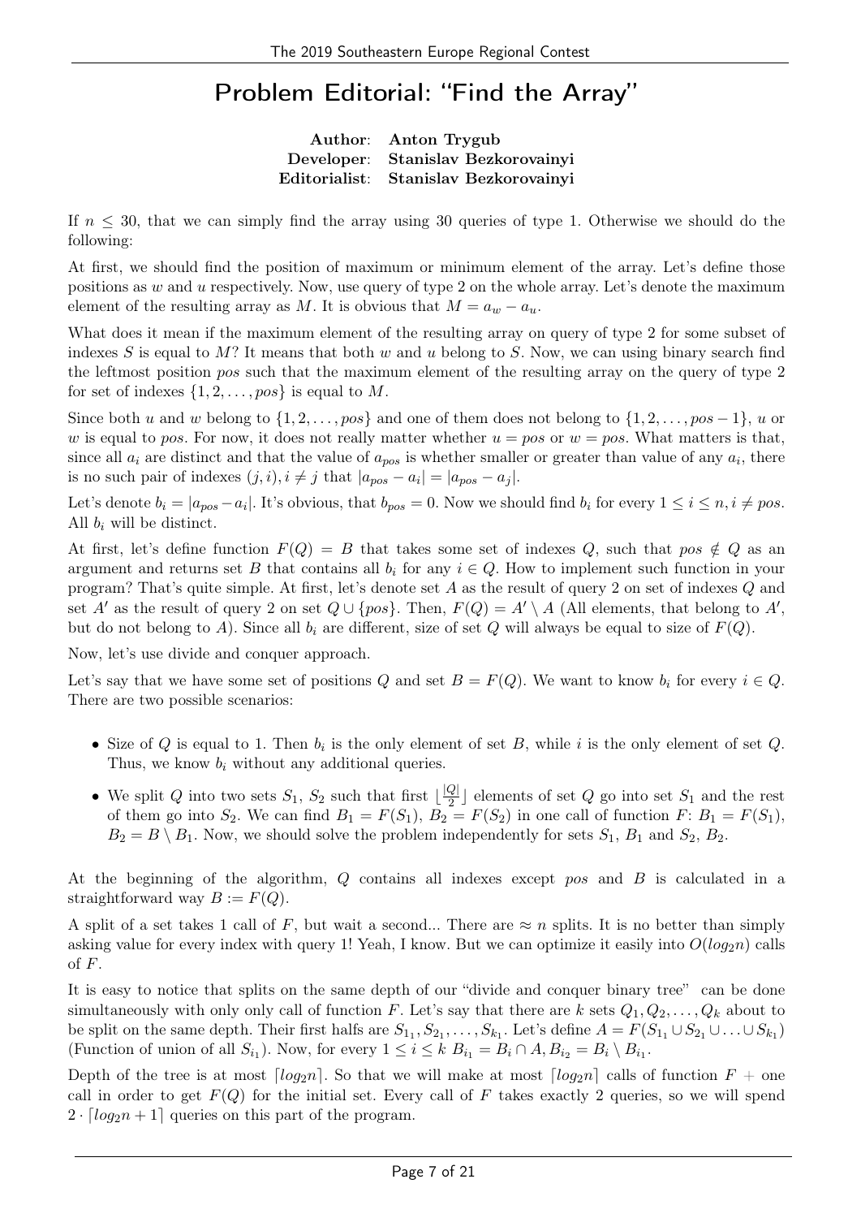# Problem Editorial: "Find the Array"

**Author**: **Anton Trygub**
**Developer**: **Stanislav Bezkorovainyi**
**Editorialist**: **Stanislav Bezkorovainyi**

If $n \le 30$, that we can simply find the array using 30 queries of type 1. Otherwise we should do the following:

At first, we should find the position of maximum or minimum element of the array. Let's define those positions as $w$ and $u$ respectively. Now, use query of type 2 on the whole array. Let's denote the maximum element of the resulting array as $M$. It is obvious that $M = a_w - a_u$.

What does it mean if the maximum element of the resulting array on query of type 2 for some subset of indexes $S$ is equal to $M$? It means that both $w$ and $u$ belong to $S$. Now, we can using binary search find the leftmost position $pos$ such that the maximum element of the resulting array on the query of type 2 for set of indexes $\{1, 2, \ldots, pos\}$ is equal to $M$.

Since both $u$ and $w$ belong to $\{1, 2, \ldots, pos\}$ and one of them does not belong to $\{1, 2, \ldots, pos-1\}$, $u$ or $w$ is equal to $pos$. For now, it does not really matter whether $u = pos$ or $w = pos$. What matters is that, since all $a_i$ are distinct and that the value of $a_{pos}$ is whether smaller or greater than value of any $a_i$, there is no such pair of indexes $(j, i), i \ne j$ that $|a_{pos} - a_i| = |a_{pos} - a_j|$.

Let's denote $b_i = |a_{pos} - a_i|$. It's obvious, that $b_{pos} = 0$. Now we should find $b_i$ for every $1 \le i \le n, i \ne pos$. All $b_i$ will be distinct.

At first, let's define function $F(Q) = B$ that takes some set of indexes $Q$, such that $pos \notin Q$ as an argument and returns set $B$ that contains all $b_i$ for any $i \in Q$. How to implement such function in your program? That's quite simple. At first, let's denote set $A$ as the result of query 2 on set of indexes $Q$ and set $A'$ as the result of query 2 on set $Q \cup \{pos\}$. Then, $F(Q) = A' \setminus A$ (All elements, that belong to $A'$, but do not belong to $A$). Since all $b_i$ are different, size of set $Q$ will always be equal to size of $F(Q)$.

Now, let's use divide and conquer approach.

Let's say that we have some set of positions $Q$ and set $B = F(Q)$. We want to know $b_i$ for every $i \in Q$. There are two possible scenarios:

- Size of $Q$ is equal to 1. Then $b_i$ is the only element of set $B$, while $i$ is the only element of set $Q$. Thus, we know $b_i$ without any additional queries.
- We split $Q$ into two sets $S_1$, $S_2$ such that first $\lfloor \frac{|Q|}{2} \rfloor$ elements of set $Q$ go into set $S_1$ and the rest of them go into $S_2$. We can find $B_1 = F(S_1)$, $B_2 = F(S_2)$ in one call of function $F$: $B_1 = F(S_1)$, $B_2 = B \setminus B_1$. Now, we should solve the problem independently for sets $S_1$, $B_1$ and $S_2$, $B_2$.

At the beginning of the algorithm, $Q$ contains all indexes except $pos$ and $B$ is calculated in a straightforward way $B := F(Q)$.

A split of a set takes 1 call of $F$, but wait a second... There are $\approx n$ splits. It is no better than simply asking value for every index with query 1! Yeah, I know. But we can optimize it easily into $O(log_2 n)$ calls of $F$.

It is easy to notice that splits on the same depth of our "divide and conquer binary tree" can be done simultaneously with only only call of function $F$. Let's say that there are $k$ sets $Q_1, Q_2, \ldots, Q_k$ about to be split on the same depth. Their first halfs are $S_{1_1}, S_{2_1}, \ldots, S_{k_1}$. Let's define $A = F(S_{1_1} \cup S_{2_1} \cup \ldots \cup S_{k_1})$ (Function of union of all $S_{i_1}$). Now, for every $1 \le i \le k$ $B_{i_1} = B_i \cap A, B_{i_2} = B_i \setminus B_{i_1}$.

Depth of the tree is at most $\lceil log_2 n \rceil$. So that we will make at most $\lceil log_2 n \rceil$ calls of function $F$ + one call in order to get $F(Q)$ for the initial set. Every call of $F$ takes exactly 2 queries, so we will spend $2 \cdot \lceil log_2 n + 1 \rceil$ queries on this part of the program.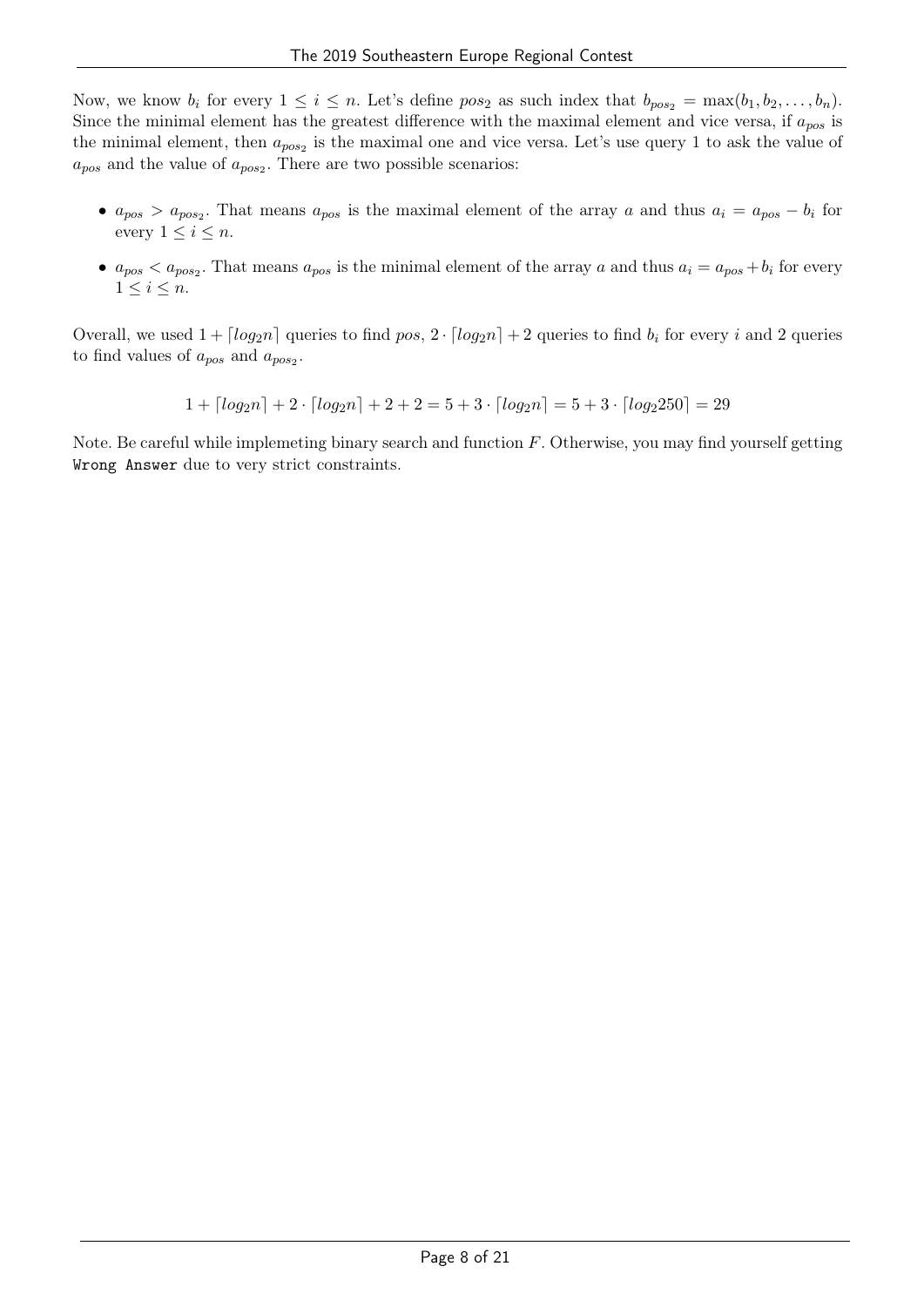Now, we know $b_i$ for every $1 \le i \le n$. Let's define $pos_2$ as such index that $b_{pos_2} = \max(b_1, b_2, \ldots, b_n)$. Since the minimal element has the greatest difference with the maximal element and vice versa, if $a_{pos}$ is the minimal element, then $a_{pos_2}$ is the maximal one and vice versa. Let's use query 1 to ask the value of $a_{pos}$ and the value of $a_{pos_2}$. There are two possible scenarios:

- $a_{pos} > a_{pos_2}$. That means $a_{pos}$ is the maximal element of the array $a$ and thus $a_i = a_{pos} - b_i$ for every $1 \le i \le n$.
- $a_{pos} < a_{pos_2}$. That means $a_{pos}$ is the minimal element of the array $a$ and thus $a_i = a_{pos} + b_i$ for every $1 \le i \le n$.

Overall, we used $1 + \lceil log_2 n \rceil$ queries to find $pos$, $2 \cdot \lceil log_2 n \rceil + 2$ queries to find $b_i$ for every $i$ and 2 queries to find values of $a_{pos}$ and $a_{pos_2}$.

$$1 + \lceil log_2 n \rceil + 2 \cdot \lceil log_2 n \rceil + 2 + 2 = 5 + 3 \cdot \lceil log_2 n \rceil = 5 + 3 \cdot \lceil log_2 250 \rceil = 29$$

Note. Be careful while implemeting binary search and function $F$. Otherwise, you may find yourself getting `Wrong Answer` due to very strict constraints.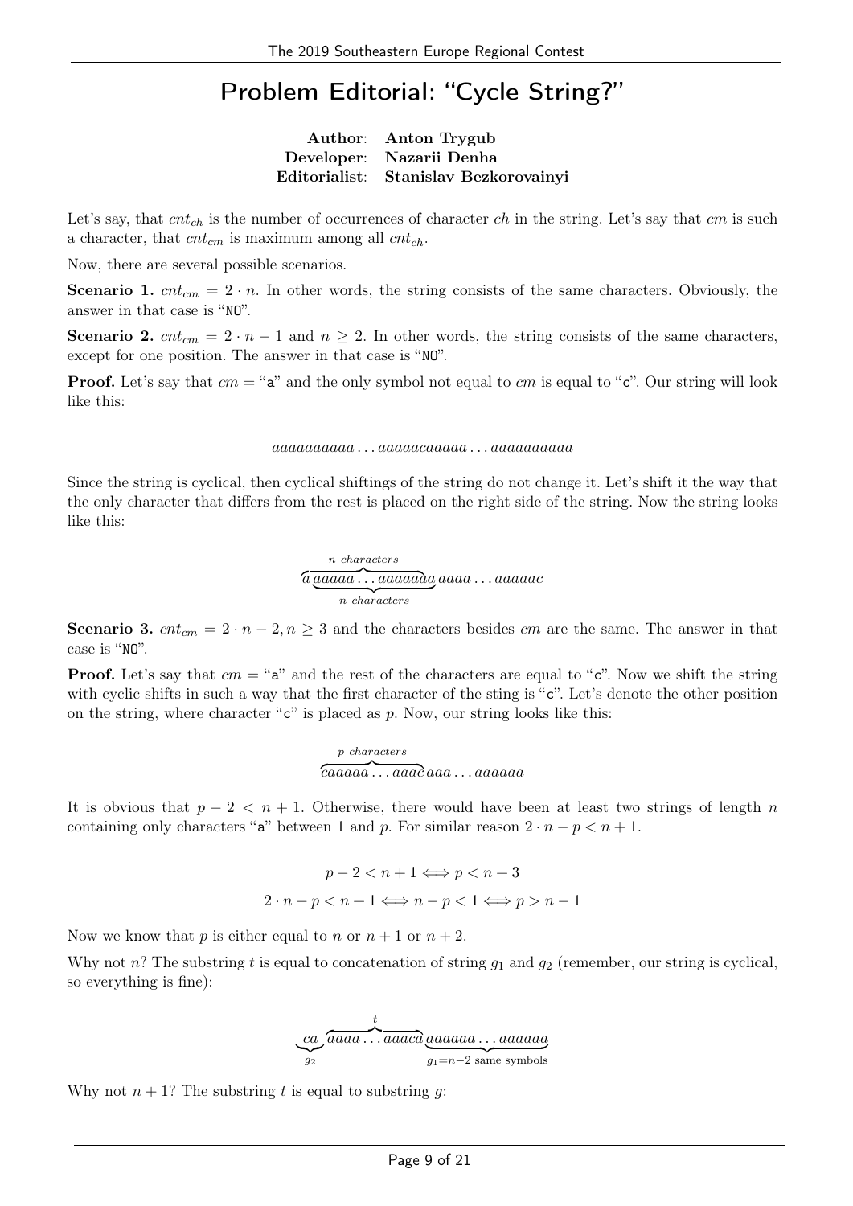# Problem Editorial: "Cycle String?"

**Author**: **Anton Trygub**
**Developer**: **Nazarii Denha**
**Editorialist**: **Stanislav Bezkorovainyi**

Let's say, that $cnt_{ch}$ is the number of occurrences of character $ch$ in the string. Let's say that $cm$ is such a character, that $cnt_{cm}$ is maximum among all $cnt_{ch}$.

Now, there are several possible scenarios.

**Scenario 1.** $cnt_{cm} = 2 \cdot n$. In other words, the string consists of the same characters. Obviously, the answer in that case is "NO".

**Scenario 2.** $cnt_{cm} = 2 \cdot n - 1$ and $n \geq 2$. In other words, the string consists of the same characters, except for one position. The answer in that case is "NO".

**Proof.** Let's say that $cm =$ "a" and the only symbol not equal to $cm$ is equal to "c". Our string will look like this:

$$aaaaaaaaaa \ldots aaaaacaaaaa \ldots aaaaaaaaaa$$

Since the string is cyclical, then cyclical shiftings of the string do not change it. Let's shift it the way that the only character that differs from the rest is placed on the right side of the string. Now the string looks like this:

$$\overbrace{a\underbrace{aaaaa \ldots aaaaaa}_{n\ characters}}^{n\ characters}a\, aaaa \ldots aaaaac$$

**Scenario 3.** $cnt_{cm} = 2 \cdot n - 2, n \geq 3$ and the characters besides $cm$ are the same. The answer in that case is "NO".

**Proof.** Let's say that $cm =$ "a" and the rest of the characters are equal to "c". Now we shift the string with cyclic shifts in such a way that the first character of the sting is "c". Let's denote the other position on the string, where character "c" is placed as $p$. Now, our string looks like this:

$$\overbrace{caaaaa \ldots aaac}^{p\ characters}aaa \ldots aaaaaa$$

It is obvious that $p - 2 < n + 1$. Otherwise, there would have been at least two strings of length $n$ containing only characters "a" between 1 and $p$. For similar reason $2 \cdot n - p < n + 1$.

$$p - 2 < n + 1 \iff p < n + 3$$

$$2 \cdot n - p < n + 1 \iff n - p < 1 \iff p > n - 1$$

Now we know that $p$ is either equal to $n$ or $n + 1$ or $n + 2$.

Why not $n$? The substring $t$ is equal to concatenation of string $g_1$ and $g_2$ (remember, our string is cyclical, so everything is fine):

$$\underbrace{ca}_{g_2}\overbrace{aaaa \ldots aaaca}^{t}\underbrace{aaaaaa \ldots aaaaaa}_{g_1 = n-2\text{ same symbols}}$$

Why not $n + 1$? The substring $t$ is equal to substring $g$: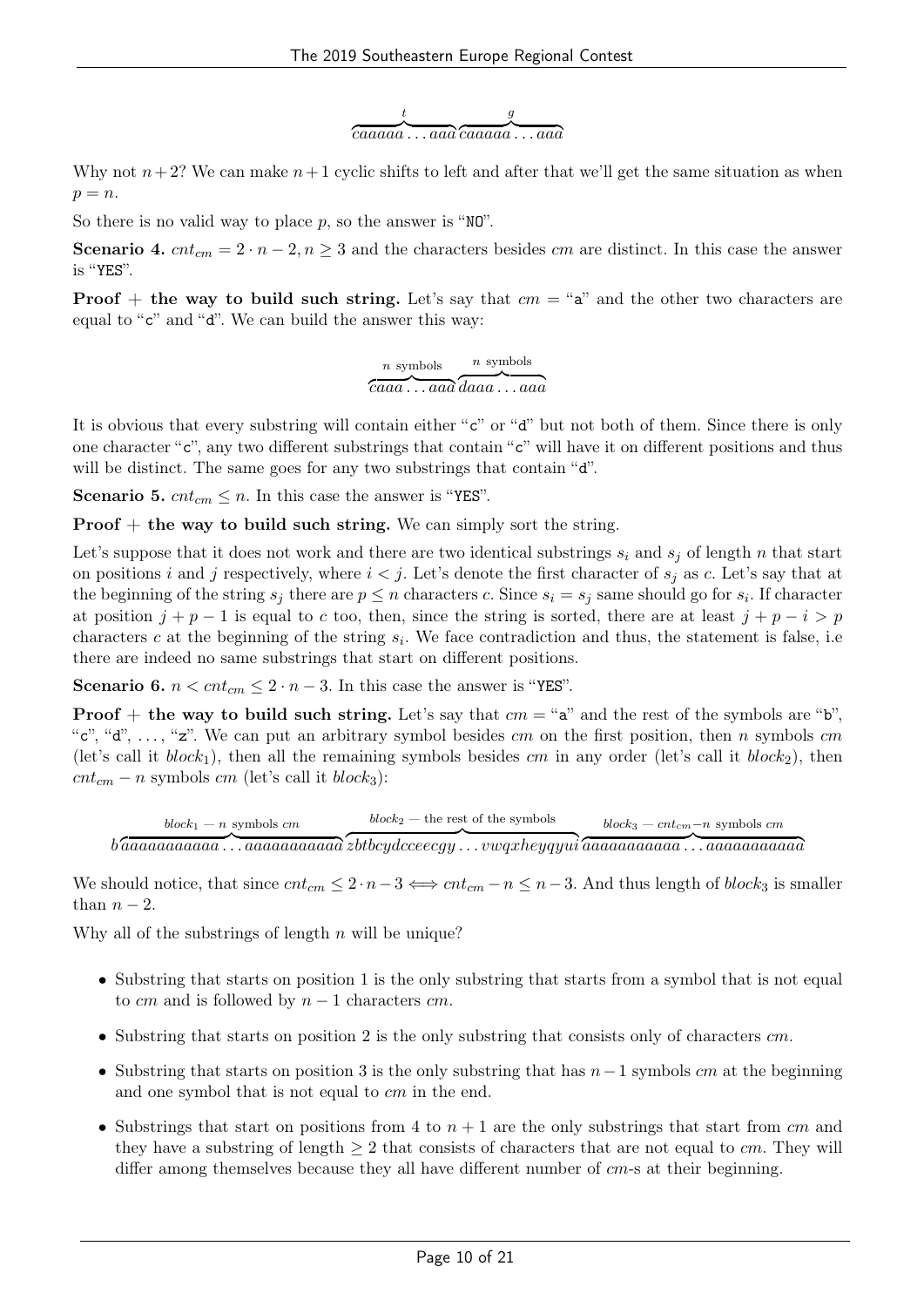$$\overbrace{caaaaa\dots aaa}^{t}\overbrace{caaaaa\dots aaa}^{g}$$

Why not $n+2$? We can make $n+1$ cyclic shifts to left and after that we'll get the same situation as when $p = n$.

So there is no valid way to place $p$, so the answer is "NO".

**Scenario 4.** $cnt_{cm} = 2 \cdot n - 2, n \geq 3$ and the characters besides $cm$ are distinct. In this case the answer is "YES".

**Proof + the way to build such string.** Let's say that $cm$ = "a" and the other two characters are equal to "c" and "d". We can build the answer this way:

$$\overbrace{caaa\dots aaa}^{n\text{ symbols}}\overbrace{daaa\dots aaa}^{n\text{ symbols}}$$

It is obvious that every substring will contain either "c" or "d" but not both of them. Since there is only one character "c", any two different substrings that contain "c" will have it on different positions and thus will be distinct. The same goes for any two substrings that contain "d".

**Scenario 5.** $cnt_{cm} \leq n$. In this case the answer is "YES".

**Proof + the way to build such string.** We can simply sort the string.

Let's suppose that it does not work and there are two identical substrings $s_i$ and $s_j$ of length $n$ that start on positions $i$ and $j$ respectively, where $i < j$. Let's denote the first character of $s_j$ as $c$. Let's say that at the beginning of the string $s_j$ there are $p \leq n$ characters $c$. Since $s_i = s_j$ same should go for $s_i$. If character at position $j + p - 1$ is equal to $c$ too, then, since the string is sorted, there are at least $j + p - i > p$ characters $c$ at the beginning of the string $s_i$. We face contradiction and thus, the statement is false, i.e there are indeed no same substrings that start on different positions.

**Scenario 6.** $n < cnt_{cm} \leq 2 \cdot n - 3$. In this case the answer is "YES".

**Proof + the way to build such string.** Let's say that $cm$ = "a" and the rest of the symbols are "b", "c", "d", ..., "z". We can put an arbitrary symbol besides $cm$ on the first position, then $n$ symbols $cm$ (let's call it $block_1$), then all the remaining symbols besides $cm$ in any order (let's call it $block_2$), then $cnt_{cm} - n$ symbols $cm$ (let's call it $block_3$):

$$b\overbrace{aaaaaaaaaaa\dots aaaaaaaaaaa}^{block_1\text{ — }n\text{ symbols }cm}\overbrace{zbtbcydcceecgy\dots vwqxheyqyui}^{block_2\text{ — the rest of the symbols}}\overbrace{aaaaaaaaaaa\dots aaaaaaaaaaa}^{block_3\text{ — }cnt_{cm}-n\text{ symbols }cm}$$

We should notice, that since $cnt_{cm} \leq 2 \cdot n - 3 \iff cnt_{cm} - n \leq n - 3$. And thus length of $block_3$ is smaller than $n - 2$.

Why all of the substrings of length $n$ will be unique?

- Substring that starts on position 1 is the only substring that starts from a symbol that is not equal to $cm$ and is followed by $n - 1$ characters $cm$.
- Substring that starts on position 2 is the only substring that consists only of characters $cm$.
- Substring that starts on position 3 is the only substring that has $n - 1$ symbols $cm$ at the beginning and one symbol that is not equal to $cm$ in the end.
- Substrings that start on positions from 4 to $n + 1$ are the only substrings that start from $cm$ and they have a substring of length $\geq 2$ that consists of characters that are not equal to $cm$. They will differ among themselves because they all have different number of $cm$-s at their beginning.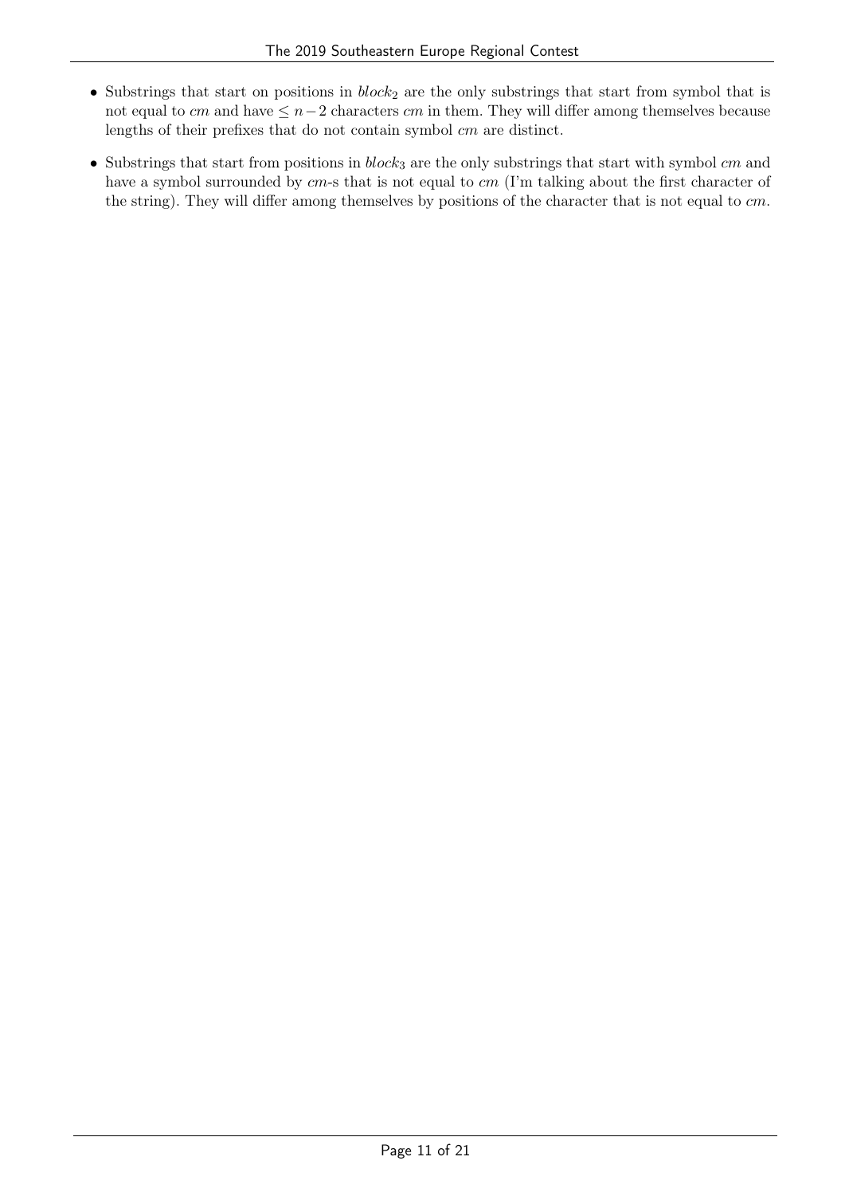- Substrings that start on positions in $block_2$ are the only substrings that start from symbol that is not equal to $cm$ and have $\leq n-2$ characters $cm$ in them. They will differ among themselves because lengths of their prefixes that do not contain symbol $cm$ are distinct.
- Substrings that start from positions in $block_3$ are the only substrings that start with symbol $cm$ and have a symbol surrounded by $cm$-s that is not equal to $cm$ (I'm talking about the first character of the string). They will differ among themselves by positions of the character that is not equal to $cm$.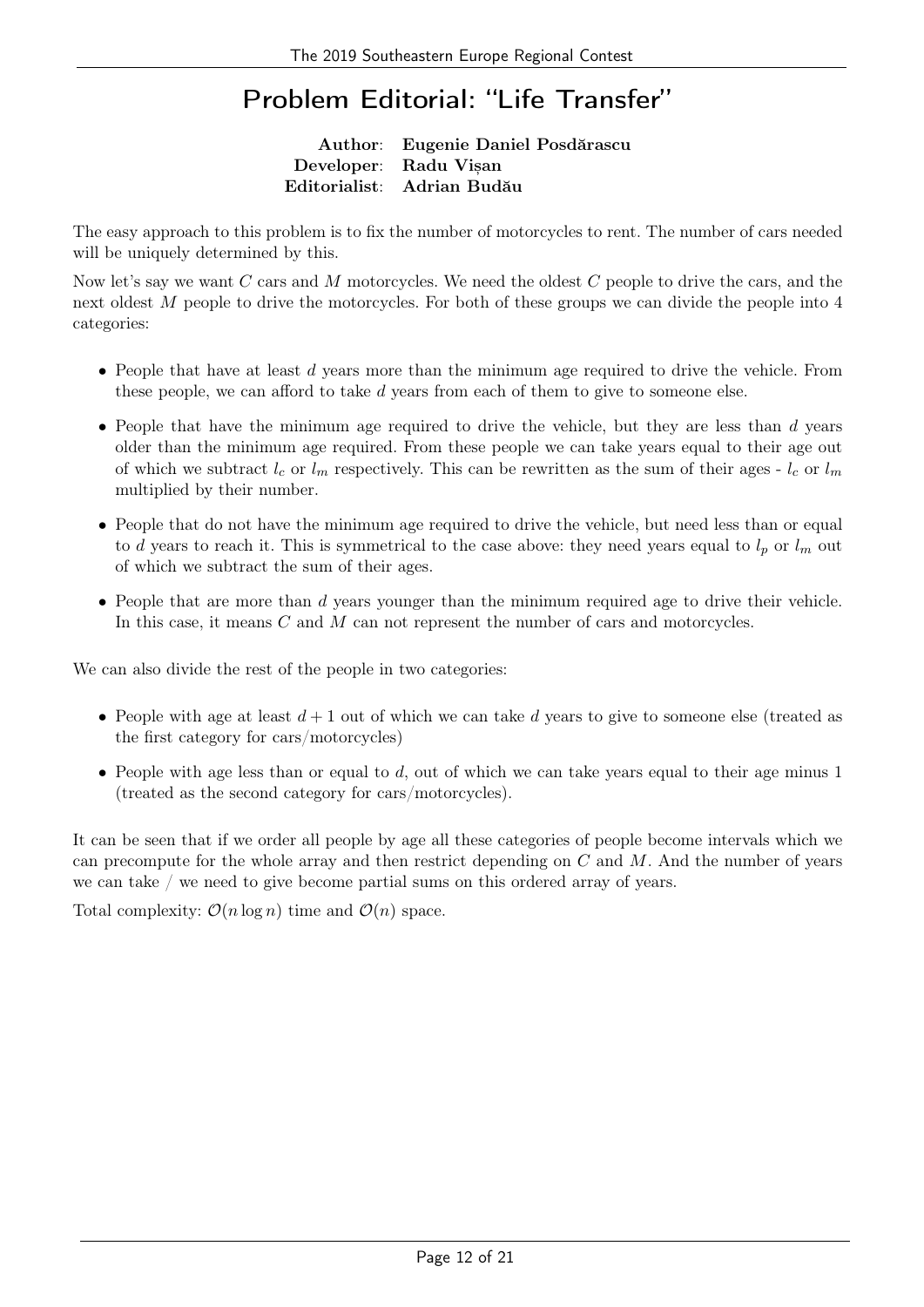# Problem Editorial: "Life Transfer"

**Author**: **Eugenie Daniel Posdărascu**
**Developer**: **Radu Vișan**
**Editorialist**: **Adrian Budău**

The easy approach to this problem is to fix the number of motorcycles to rent. The number of cars needed will be uniquely determined by this.

Now let's say we want $C$ cars and $M$ motorcycles. We need the oldest $C$ people to drive the cars, and the next oldest $M$ people to drive the motorcycles. For both of these groups we can divide the people into 4 categories:

- People that have at least $d$ years more than the minimum age required to drive the vehicle. From these people, we can afford to take $d$ years from each of them to give to someone else.
- People that have the minimum age required to drive the vehicle, but they are less than $d$ years older than the minimum age required. From these people we can take years equal to their age out of which we subtract $l_c$ or $l_m$ respectively. This can be rewritten as the sum of their ages - $l_c$ or $l_m$ multiplied by their number.
- People that do not have the minimum age required to drive the vehicle, but need less than or equal to $d$ years to reach it. This is symmetrical to the case above: they need years equal to $l_p$ or $l_m$ out of which we subtract the sum of their ages.
- People that are more than $d$ years younger than the minimum required age to drive their vehicle. In this case, it means $C$ and $M$ can not represent the number of cars and motorcycles.

We can also divide the rest of the people in two categories:

- People with age at least $d + 1$ out of which we can take $d$ years to give to someone else (treated as the first category for cars/motorcycles)
- People with age less than or equal to $d$, out of which we can take years equal to their age minus 1 (treated as the second category for cars/motorcycles).

It can be seen that if we order all people by age all these categories of people become intervals which we can precompute for the whole array and then restrict depending on $C$ and $M$. And the number of years we can take / we need to give become partial sums on this ordered array of years.

Total complexity: $\mathcal{O}(n \log n)$ time and $\mathcal{O}(n)$ space.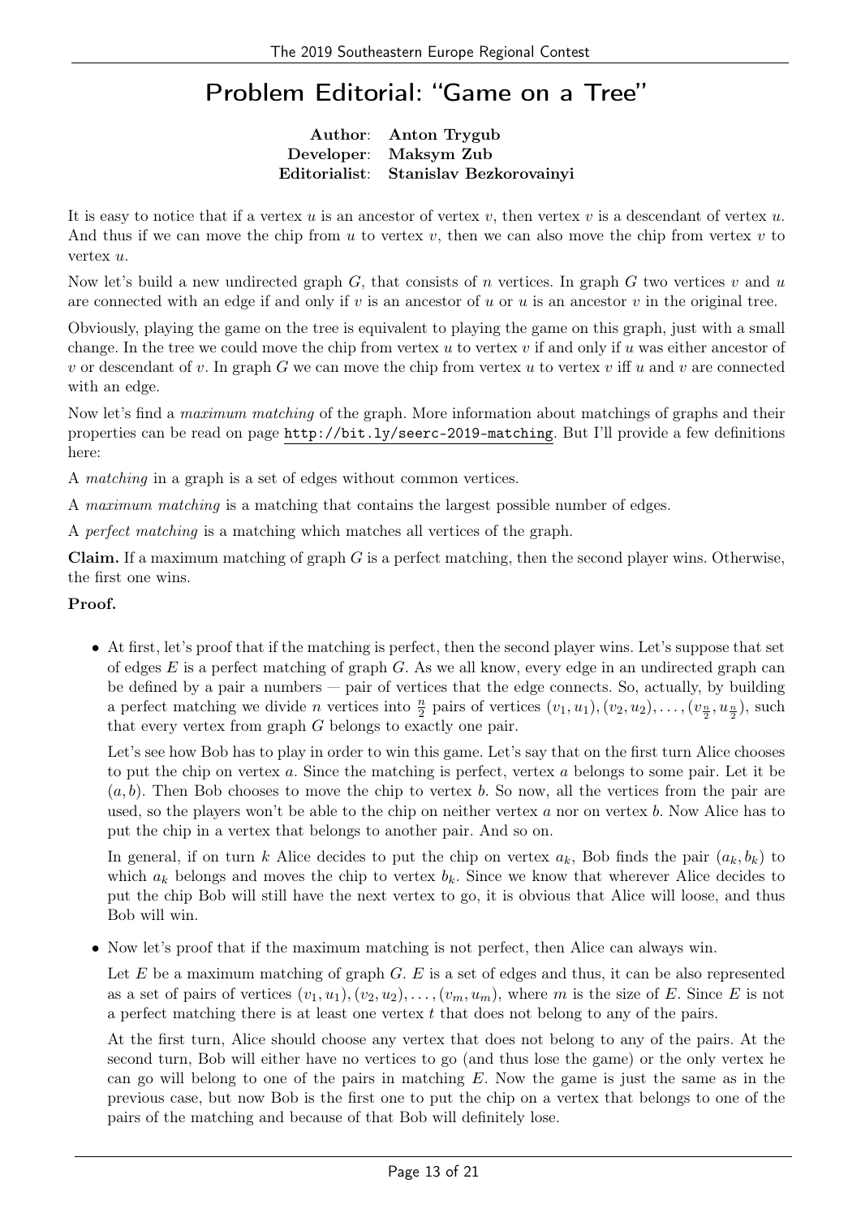# Problem Editorial: "Game on a Tree"

**Author**: **Anton Trygub**
**Developer**: **Maksym Zub**
**Editorialist**: **Stanislav Bezkorovainyi**

It is easy to notice that if a vertex $u$ is an ancestor of vertex $v$, then vertex $v$ is a descendant of vertex $u$. And thus if we can move the chip from $u$ to vertex $v$, then we can also move the chip from vertex $v$ to vertex $u$.

Now let's build a new undirected graph $G$, that consists of $n$ vertices. In graph $G$ two vertices $v$ and $u$ are connected with an edge if and only if $v$ is an ancestor of $u$ or $u$ is an ancestor $v$ in the original tree.

Obviously, playing the game on the tree is equivalent to playing the game on this graph, just with a small change. In the tree we could move the chip from vertex $u$ to vertex $v$ if and only if $u$ was either ancestor of $v$ or descendant of $v$. In graph $G$ we can move the chip from vertex $u$ to vertex $v$ iff $u$ and $v$ are connected with an edge.

Now let's find a *maximum matching* of the graph. More information about matchings of graphs and their properties can be read on page http://bit.ly/seerc-2019-matching. But I'll provide a few definitions here:

A *matching* in a graph is a set of edges without common vertices.

A *maximum matching* is a matching that contains the largest possible number of edges.

A *perfect matching* is a matching which matches all vertices of the graph.

**Claim.** If a maximum matching of graph $G$ is a perfect matching, then the second player wins. Otherwise, the first one wins.

**Proof.**

- At first, let's proof that if the matching is perfect, then the second player wins. Let's suppose that set of edges $E$ is a perfect matching of graph $G$. As we all know, every edge in an undirected graph can be defined by a pair a numbers — pair of vertices that the edge connects. So, actually, by building a perfect matching we divide $n$ vertices into $\frac{n}{2}$ pairs of vertices $(v_1, u_1), (v_2, u_2), \ldots, (v_{\frac{n}{2}}, u_{\frac{n}{2}})$, such that every vertex from graph $G$ belongs to exactly one pair.

  Let's see how Bob has to play in order to win this game. Let's say that on the first turn Alice chooses to put the chip on vertex $a$. Since the matching is perfect, vertex $a$ belongs to some pair. Let it be $(a, b)$. Then Bob chooses to move the chip to vertex $b$. So now, all the vertices from the pair are used, so the players won't be able to the chip on neither vertex $a$ nor on vertex $b$. Now Alice has to put the chip in a vertex that belongs to another pair. And so on.

  In general, if on turn $k$ Alice decides to put the chip on vertex $a_k$, Bob finds the pair $(a_k, b_k)$ to which $a_k$ belongs and moves the chip to vertex $b_k$. Since we know that wherever Alice decides to put the chip Bob will still have the next vertex to go, it is obvious that Alice will loose, and thus Bob will win.

- Now let's proof that if the maximum matching is not perfect, then Alice can always win.

  Let $E$ be a maximum matching of graph $G$. $E$ is a set of edges and thus, it can be also represented as a set of pairs of vertices $(v_1, u_1), (v_2, u_2), \ldots, (v_m, u_m)$, where $m$ is the size of $E$. Since $E$ is not a perfect matching there is at least one vertex $t$ that does not belong to any of the pairs.

  At the first turn, Alice should choose any vertex that does not belong to any of the pairs. At the second turn, Bob will either have no vertices to go (and thus lose the game) or the only vertex he can go will belong to one of the pairs in matching $E$. Now the game is just the same as in the previous case, but now Bob is the first one to put the chip on a vertex that belongs to one of the pairs of the matching and because of that Bob will definitely lose.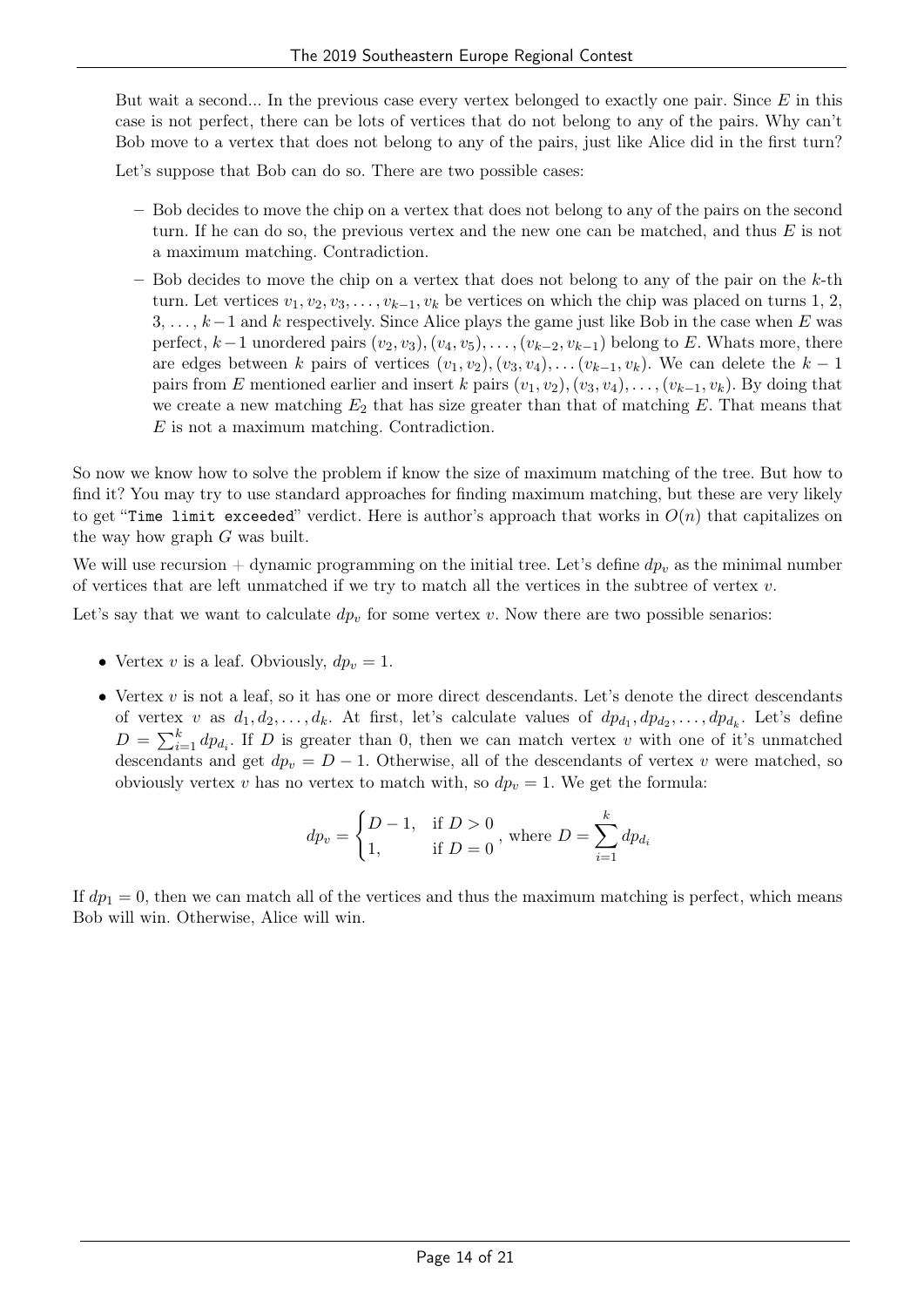But wait a second... In the previous case every vertex belonged to exactly one pair. Since $E$ in this case is not perfect, there can be lots of vertices that do not belong to any of the pairs. Why can't Bob move to a vertex that does not belong to any of the pairs, just like Alice did in the first turn?

Let's suppose that Bob can do so. There are two possible cases:

- Bob decides to move the chip on a vertex that does not belong to any of the pairs on the second turn. If he can do so, the previous vertex and the new one can be matched, and thus $E$ is not a maximum matching. Contradiction.
- Bob decides to move the chip on a vertex that does not belong to any of the pair on the $k$-th turn. Let vertices $v_1, v_2, v_3, \ldots, v_{k-1}, v_k$ be vertices on which the chip was placed on turns 1, 2, 3, $\ldots$, $k-1$ and $k$ respectively. Since Alice plays the game just like Bob in the case when $E$ was perfect, $k-1$ unordered pairs $(v_2, v_3), (v_4, v_5), \ldots, (v_{k-2}, v_{k-1})$ belong to $E$. Whats more, there are edges between $k$ pairs of vertices $(v_1, v_2), (v_3, v_4), \ldots (v_{k-1}, v_k)$. We can delete the $k-1$ pairs from $E$ mentioned earlier and insert $k$ pairs $(v_1, v_2), (v_3, v_4), \ldots, (v_{k-1}, v_k)$. By doing that we create a new matching $E_2$ that has size greater than that of matching $E$. That means that $E$ is not a maximum matching. Contradiction.

So now we know how to solve the problem if know the size of maximum matching of the tree. But how to find it? You may try to use standard approaches for finding maximum matching, but these are very likely to get "`Time limit exceeded`" verdict. Here is author's approach that works in $O(n)$ that capitalizes on the way how graph $G$ was built.

We will use recursion + dynamic programming on the initial tree. Let's define $dp_v$ as the minimal number of vertices that are left unmatched if we try to match all the vertices in the subtree of vertex $v$.

Let's say that we want to calculate $dp_v$ for some vertex $v$. Now there are two possible senarios:

- Vertex $v$ is a leaf. Obviously, $dp_v = 1$.
- Vertex $v$ is not a leaf, so it has one or more direct descendants. Let's denote the direct descendants of vertex $v$ as $d_1, d_2, \ldots, d_k$. At first, let's calculate values of $dp_{d_1}, dp_{d_2}, \ldots, dp_{d_k}$. Let's define $D = \sum_{i=1}^{k} dp_{d_i}$. If $D$ is greater than 0, then we can match vertex $v$ with one of it's unmatched descendants and get $dp_v = D - 1$. Otherwise, all of the descendants of vertex $v$ were matched, so obviously vertex $v$ has no vertex to match with, so $dp_v = 1$. We get the formula:

$$dp_v = \begin{cases} D - 1, & \text{if } D > 0 \\ 1, & \text{if } D = 0 \end{cases}, \text{ where } D = \sum_{i=1}^{k} dp_{d_i}$$

If $dp_1 = 0$, then we can match all of the vertices and thus the maximum matching is perfect, which means Bob will win. Otherwise, Alice will win.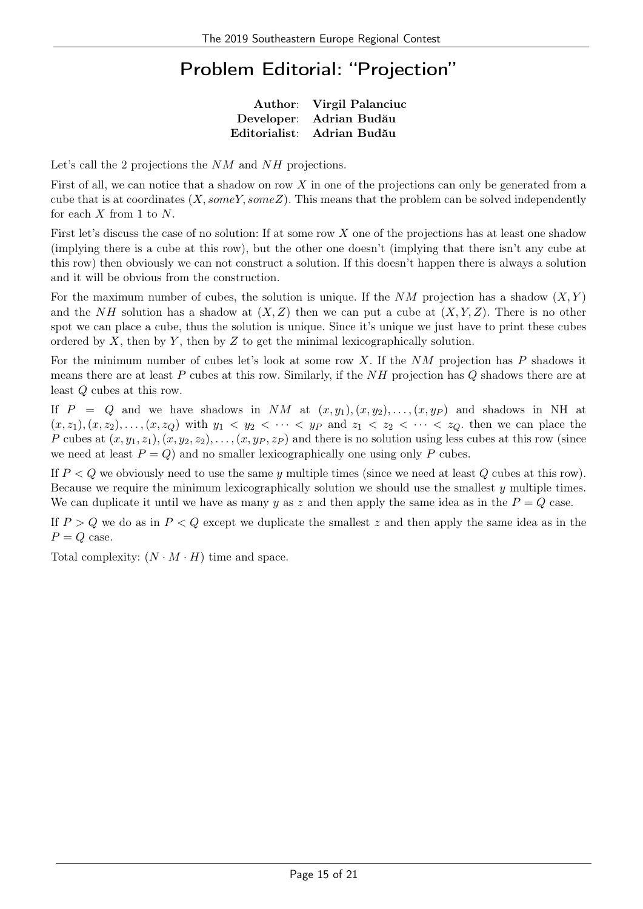# Problem Editorial: "Projection"

**Author**: **Virgil Palanciuc**
**Developer**: **Adrian Budău**
**Editorialist**: **Adrian Budău**

Let's call the 2 projections the $NM$ and $NH$ projections.

First of all, we can notice that a shadow on row $X$ in one of the projections can only be generated from a cube that is at coordinates $(X, someY, someZ)$. This means that the problem can be solved independently for each $X$ from 1 to $N$.

First let's discuss the case of no solution: If at some row $X$ one of the projections has at least one shadow (implying there is a cube at this row), but the other one doesn't (implying that there isn't any cube at this row) then obviously we can not construct a solution. If this doesn't happen there is always a solution and it will be obvious from the construction.

For the maximum number of cubes, the solution is unique. If the $NM$ projection has a shadow $(X, Y)$ and the $NH$ solution has a shadow at $(X, Z)$ then we can put a cube at $(X, Y, Z)$. There is no other spot we can place a cube, thus the solution is unique. Since it's unique we just have to print these cubes ordered by $X$, then by $Y$, then by $Z$ to get the minimal lexicographically solution.

For the minimum number of cubes let's look at some row $X$. If the $NM$ projection has $P$ shadows it means there are at least $P$ cubes at this row. Similarly, if the $NH$ projection has $Q$ shadows there are at least $Q$ cubes at this row.

If $P = Q$ and we have shadows in $NM$ at $(x, y_1), (x, y_2), \ldots, (x, y_P)$ and shadows in NH at $(x, z_1), (x, z_2), \ldots, (x, z_Q)$ with $y_1 < y_2 < \cdots < y_P$ and $z_1 < z_2 < \cdots < z_Q$. then we can place the $P$ cubes at $(x, y_1, z_1), (x, y_2, z_2), \ldots, (x, y_P, z_P)$ and there is no solution using less cubes at this row (since we need at least $P = Q$) and no smaller lexicographically one using only $P$ cubes.

If $P < Q$ we obviously need to use the same $y$ multiple times (since we need at least $Q$ cubes at this row). Because we require the minimum lexicographically solution we should use the smallest $y$ multiple times. We can duplicate it until we have as many $y$ as $z$ and then apply the same idea as in the $P = Q$ case.

If $P > Q$ we do as in $P < Q$ except we duplicate the smallest $z$ and then apply the same idea as in the $P = Q$ case.

Total complexity: $(N \cdot M \cdot H)$ time and space.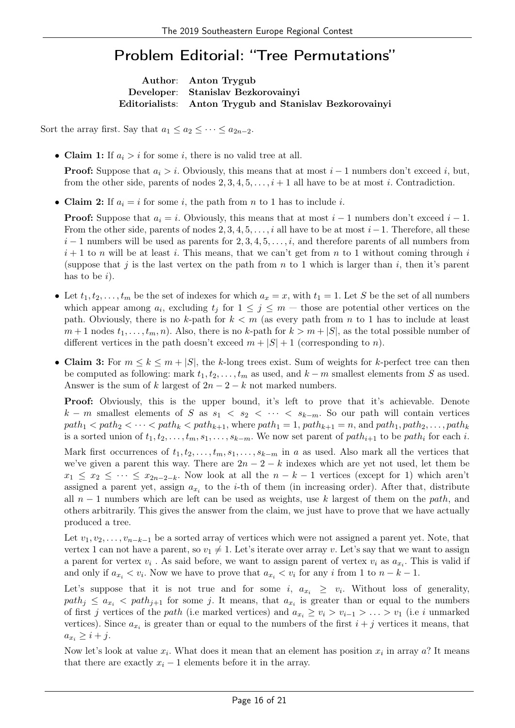# Problem Editorial: "Tree Permutations"

**Author**: **Anton Trygub**
**Developer**: **Stanislav Bezkorovainyi**
**Editorialists**: **Anton Trygub and Stanislav Bezkorovainyi**

Sort the array first. Say that $a_1 \le a_2 \le \cdots \le a_{2n-2}$.

- **Claim 1:** If $a_i > i$ for some $i$, there is no valid tree at all.

  **Proof:** Suppose that $a_i > i$. Obviously, this means that at most $i-1$ numbers don't exceed $i$, but, from the other side, parents of nodes $2, 3, 4, 5, \ldots, i+1$ all have to be at most $i$. Contradiction.

- **Claim 2:** If $a_i = i$ for some $i$, the path from $n$ to 1 has to include $i$.

  **Proof:** Suppose that $a_i = i$. Obviously, this means that at most $i-1$ numbers don't exceed $i-1$. From the other side, parents of nodes $2, 3, 4, 5, \ldots, i$ all have to be at most $i-1$. Therefore, all these $i-1$ numbers will be used as parents for $2, 3, 4, 5, \ldots, i$, and therefore parents of all numbers from $i+1$ to $n$ will be at least $i$. This means, that we can't get from $n$ to 1 without coming through $i$ (suppose that $j$ is the last vertex on the path from $n$ to 1 which is larger than $i$, then it's parent has to be $i$).

- Let $t_1, t_2, \ldots, t_m$ be the set of indexes for which $a_x = x$, with $t_1 = 1$. Let $S$ be the set of all numbers which appear among $a_i$, excluding $t_j$ for $1 \le j \le m$ — those are potential other vertices on the path. Obviously, there is no $k$-path for $k < m$ (as every path from $n$ to 1 has to include at least $m+1$ nodes $t_1, \ldots, t_m, n$). Also, there is no $k$-path for $k > m + |S|$, as the total possible number of different vertices in the path doesn't exceed $m + |S| + 1$ (corresponding to $n$).

- **Claim 3:** For $m \le k \le m + |S|$, the $k$-long trees exist. Sum of weights for $k$-perfect tree can then be computed as following: mark $t_1, t_2, \ldots, t_m$ as used, and $k - m$ smallest elements from $S$ as used. Answer is the sum of $k$ largest of $2n - 2 - k$ not marked numbers.

  **Proof:** Obviously, this is the upper bound, it's left to prove that it's achievable. Denote $k - m$ smallest elements of $S$ as $s_1 < s_2 < \cdots < s_{k-m}$. So our path will contain vertices $path_1 < path_2 < \cdots < path_k < path_{k+1}$, where $path_1 = 1$, $path_{k+1} = n$, and $path_1, path_2, \ldots, path_k$ is a sorted union of $t_1, t_2, \ldots, t_m, s_1, \ldots, s_{k-m}$. We now set parent of $path_{i+1}$ to be $path_i$ for each $i$.

  Mark first occurrences of $t_1, t_2, \ldots, t_m, s_1, \ldots, s_{k-m}$ in $a$ as used. Also mark all the vertices that we've given a parent this way. There are $2n - 2 - k$ indexes which are yet not used, let them be $x_1 \le x_2 \le \cdots \le x_{2n-2-k}$. Now look at all the $n - k - 1$ vertices (except for 1) which aren't assigned a parent yet, assign $a_{x_i}$ to the $i$-th of them (in increasing order). After that, distribute all $n - 1$ numbers which are left can be used as weights, use $k$ largest of them on the *path*, and others arbitrarily. This gives the answer from the claim, we just have to prove that we have actually produced a tree.

  Let $v_1, v_2, \ldots, v_{n-k-1}$ be a sorted array of vertices which were not assigned a parent yet. Note, that vertex 1 can not have a parent, so $v_1 \ne 1$. Let's iterate over array $v$. Let's say that we want to assign a parent for vertex $v_i$ . As said before, we want to assign parent of vertex $v_i$ as $a_{x_i}$. This is valid if and only if $a_{x_i} < v_i$. Now we have to prove that $a_{x_i} < v_i$ for any $i$ from 1 to $n - k - 1$.

  Let's suppose that it is not true and for some $i$, $a_{x_i} \ge v_i$. Without loss of generality, $path_j \le a_{x_i} < path_{j+1}$ for some $j$. It means, that $a_{x_i}$ is greater than or equal to the numbers of first $j$ vertices of the *path* (i.e marked vertices) and $a_{x_i} \ge v_i > v_{i-1} > \ldots > v_1$ (i.e $i$ unmarked vertices). Since $a_{x_i}$ is greater than or equal to the numbers of the first $i + j$ vertices it means, that $a_{x_i} \ge i + j$.

  Now let's look at value $x_i$. What does it mean that an element has position $x_i$ in array $a$? It means that there are exactly $x_i - 1$ elements before it in the array.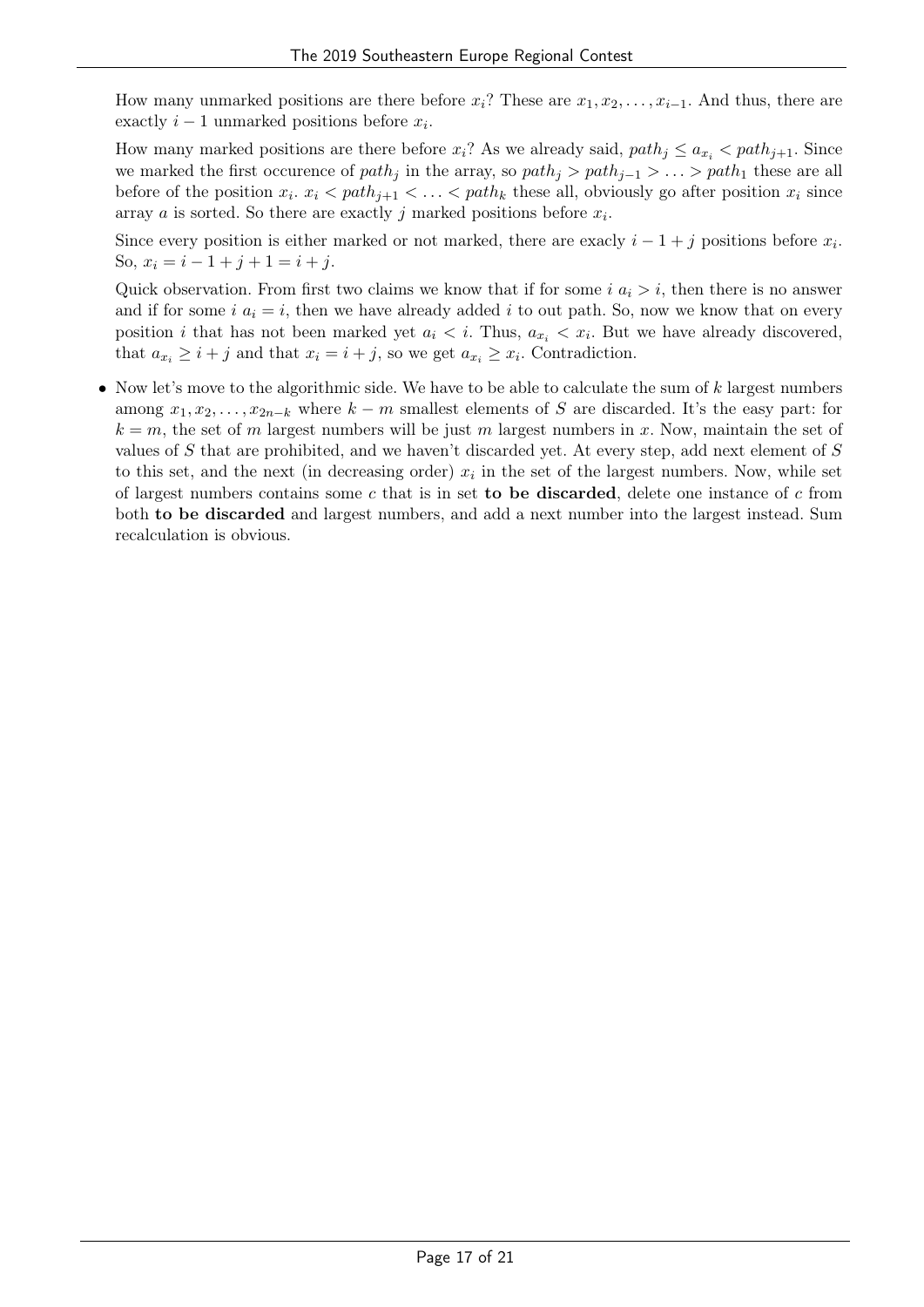How many unmarked positions are there before $x_i$? These are $x_1, x_2, \ldots, x_{i-1}$. And thus, there are exactly $i-1$ unmarked positions before $x_i$.

How many marked positions are there before $x_i$? As we already said, $path_j \leq a_{x_i} < path_{j+1}$. Since we marked the first occurence of $path_j$ in the array, so $path_j > path_{j-1} > \ldots > path_1$ these are all before of the position $x_i$. $x_i < path_{j+1} < \ldots < path_k$ these all, obviously go after position $x_i$ since array $a$ is sorted. So there are exactly $j$ marked positions before $x_i$.

Since every position is either marked or not marked, there are exacly $i-1+j$ positions before $x_i$. So, $x_i = i - 1 + j + 1 = i + j$.

Quick observation. From first two claims we know that if for some $i$ $a_i > i$, then there is no answer and if for some $i$ $a_i = i$, then we have already added $i$ to out path. So, now we know that on every position $i$ that has not been marked yet $a_i < i$. Thus, $a_{x_i} < x_i$. But we have already discovered, that $a_{x_i} \geq i + j$ and that $x_i = i + j$, so we get $a_{x_i} \geq x_i$. Contradiction.

- Now let's move to the algorithmic side. We have to be able to calculate the sum of $k$ largest numbers among $x_1, x_2, \ldots, x_{2n-k}$ where $k - m$ smallest elements of $S$ are discarded. It's the easy part: for $k = m$, the set of $m$ largest numbers will be just $m$ largest numbers in $x$. Now, maintain the set of values of $S$ that are prohibited, and we haven't discarded yet. At every step, add next element of $S$ to this set, and the next (in decreasing order) $x_i$ in the set of the largest numbers. Now, while set of largest numbers contains some $c$ that is in set **to be discarded**, delete one instance of $c$ from both **to be discarded** and largest numbers, and add a next number into the largest instead. Sum recalculation is obvious.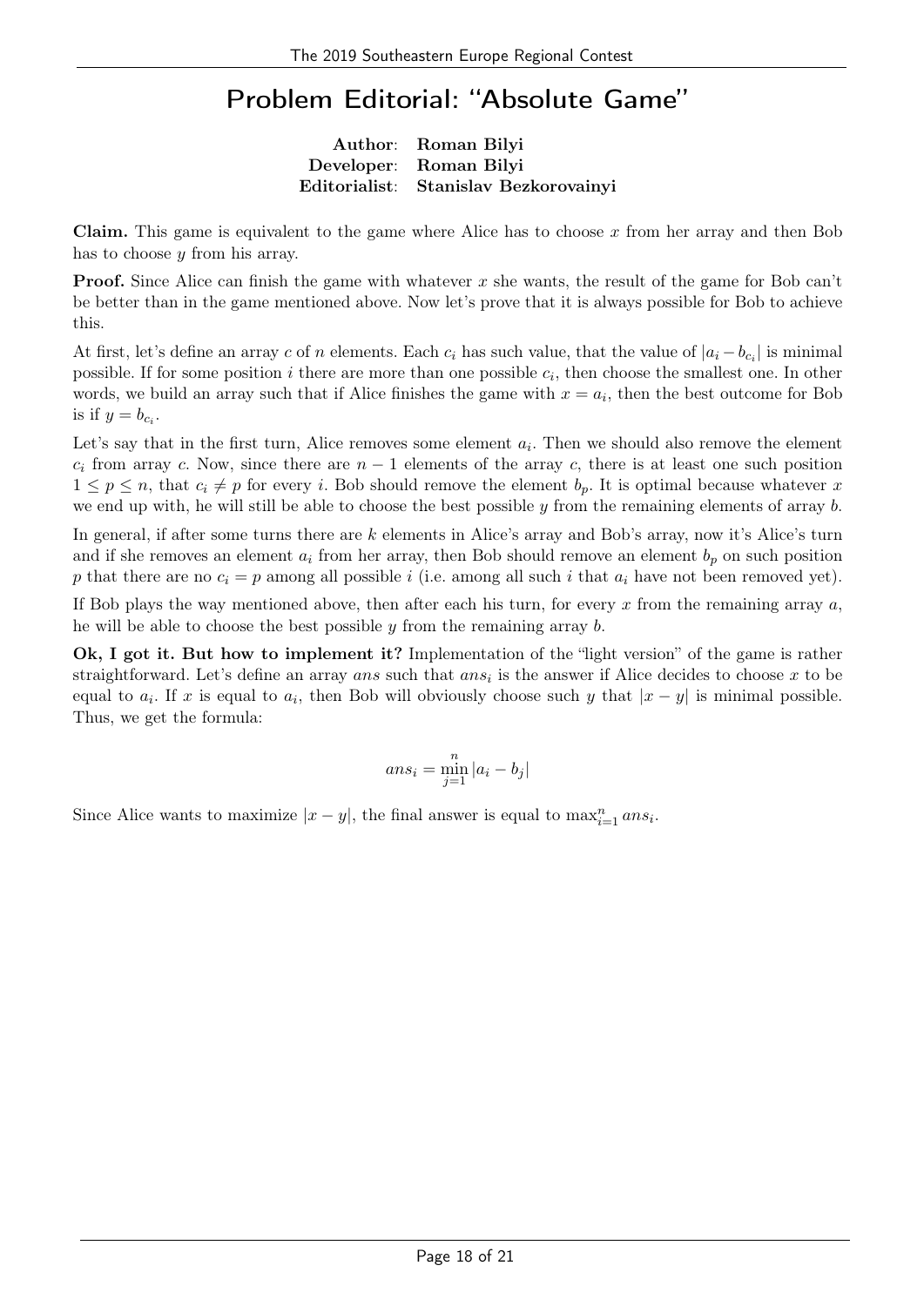# Problem Editorial: "Absolute Game"

**Author**: **Roman Bilyi**
**Developer**: **Roman Bilyi**
**Editorialist**: **Stanislav Bezkorovainyi**

**Claim.** This game is equivalent to the game where Alice has to choose $x$ from her array and then Bob has to choose $y$ from his array.

**Proof.** Since Alice can finish the game with whatever $x$ she wants, the result of the game for Bob can't be better than in the game mentioned above. Now let's prove that it is always possible for Bob to achieve this.

At first, let's define an array $c$ of $n$ elements. Each $c_i$ has such value, that the value of $|a_i - b_{c_i}|$ is minimal possible. If for some position $i$ there are more than one possible $c_i$, then choose the smallest one. In other words, we build an array such that if Alice finishes the game with $x = a_i$, then the best outcome for Bob is if $y = b_{c_i}$.

Let's say that in the first turn, Alice removes some element $a_i$. Then we should also remove the element $c_i$ from array $c$. Now, since there are $n - 1$ elements of the array $c$, there is at least one such position $1 \leq p \leq n$, that $c_i \neq p$ for every $i$. Bob should remove the element $b_p$. It is optimal because whatever $x$ we end up with, he will still be able to choose the best possible $y$ from the remaining elements of array $b$.

In general, if after some turns there are $k$ elements in Alice's array and Bob's array, now it's Alice's turn and if she removes an element $a_i$ from her array, then Bob should remove an element $b_p$ on such position $p$ that there are no $c_i = p$ among all possible $i$ (i.e. among all such $i$ that $a_i$ have not been removed yet).

If Bob plays the way mentioned above, then after each his turn, for every $x$ from the remaining array $a$, he will be able to choose the best possible $y$ from the remaining array $b$.

**Ok, I got it. But how to implement it?** Implementation of the "light version" of the game is rather straightforward. Let's define an array $ans$ such that $ans_i$ is the answer if Alice decides to choose $x$ to be equal to $a_i$. If $x$ is equal to $a_i$, then Bob will obviously choose such $y$ that $|x - y|$ is minimal possible. Thus, we get the formula:

$$ans_i = \min_{j=1}^{n} |a_i - b_j|$$

Since Alice wants to maximize $|x - y|$, the final answer is equal to $\max_{i=1}^{n} ans_i$.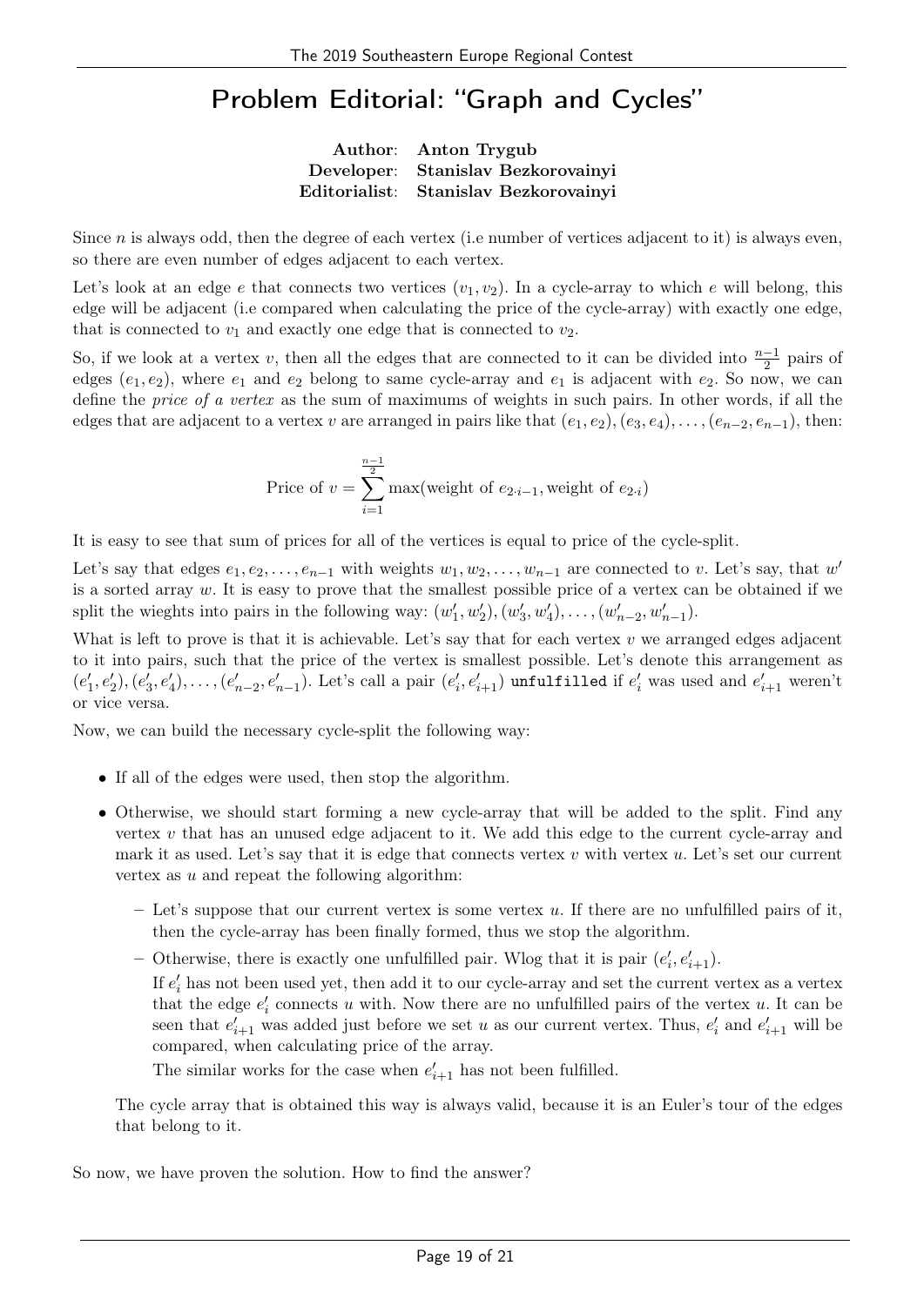# Problem Editorial: "Graph and Cycles"

**Author**: **Anton Trygub**
**Developer**: **Stanislav Bezkorovainyi**
**Editorialist**: **Stanislav Bezkorovainyi**

Since $n$ is always odd, then the degree of each vertex (i.e number of vertices adjacent to it) is always even, so there are even number of edges adjacent to each vertex.

Let's look at an edge $e$ that connects two vertices $(v_1, v_2)$. In a cycle-array to which $e$ will belong, this edge will be adjacent (i.e compared when calculating the price of the cycle-array) with exactly one edge, that is connected to $v_1$ and exactly one edge that is connected to $v_2$.

So, if we look at a vertex $v$, then all the edges that are connected to it can be divided into $\frac{n-1}{2}$ pairs of edges $(e_1, e_2)$, where $e_1$ and $e_2$ belong to same cycle-array and $e_1$ is adjacent with $e_2$. So now, we can define the *price of a vertex* as the sum of maximums of weights in such pairs. In other words, if all the edges that are adjacent to a vertex $v$ are arranged in pairs like that $(e_1, e_2), (e_3, e_4), \ldots, (e_{n-2}, e_{n-1})$, then:

$$\text{Price of } v = \sum_{i=1}^{\frac{n-1}{2}} \max(\text{weight of } e_{2\cdot i-1}, \text{weight of } e_{2\cdot i})$$

It is easy to see that sum of prices for all of the vertices is equal to price of the cycle-split.

Let's say that edges $e_1, e_2, \ldots, e_{n-1}$ with weights $w_1, w_2, \ldots, w_{n-1}$ are connected to $v$. Let's say, that $w'$ is a sorted array $w$. It is easy to prove that the smallest possible price of a vertex can be obtained if we split the wieghts into pairs in the following way: $(w'_1, w'_2), (w'_3, w'_4), \ldots, (w'_{n-2}, w'_{n-1})$.

What is left to prove is that it is achievable. Let's say that for each vertex $v$ we arranged edges adjacent to it into pairs, such that the price of the vertex is smallest possible. Let's denote this arrangement as $(e'_1, e'_2), (e'_3, e'_4), \ldots, (e'_{n-2}, e'_{n-1})$. Let's call a pair $(e'_i, e'_{i+1})$ `unfulfilled` if $e'_i$ was used and $e'_{i+1}$ weren't or vice versa.

Now, we can build the necessary cycle-split the following way:

- If all of the edges were used, then stop the algorithm.
- Otherwise, we should start forming a new cycle-array that will be added to the split. Find any vertex $v$ that has an unused edge adjacent to it. We add this edge to the current cycle-array and mark it as used. Let's say that it is edge that connects vertex $v$ with vertex $u$. Let's set our current vertex as $u$ and repeat the following algorithm:
  - Let's suppose that our current vertex is some vertex $u$. If there are no unfulfilled pairs of it, then the cycle-array has been finally formed, thus we stop the algorithm.
  - Otherwise, there is exactly one unfulfilled pair. Wlog that it is pair $(e'_i, e'_{i+1})$.

    If $e'_i$ has not been used yet, then add it to our cycle-array and set the current vertex as a vertex that the edge $e'_i$ connects $u$ with. Now there are no unfulfilled pairs of the vertex $u$. It can be seen that $e'_{i+1}$ was added just before we set $u$ as our current vertex. Thus, $e'_i$ and $e'_{i+1}$ will be compared, when calculating price of the array.

    The similar works for the case when $e'_{i+1}$ has not been fulfilled.

  The cycle array that is obtained this way is always valid, because it is an Euler's tour of the edges that belong to it.

So now, we have proven the solution. How to find the answer?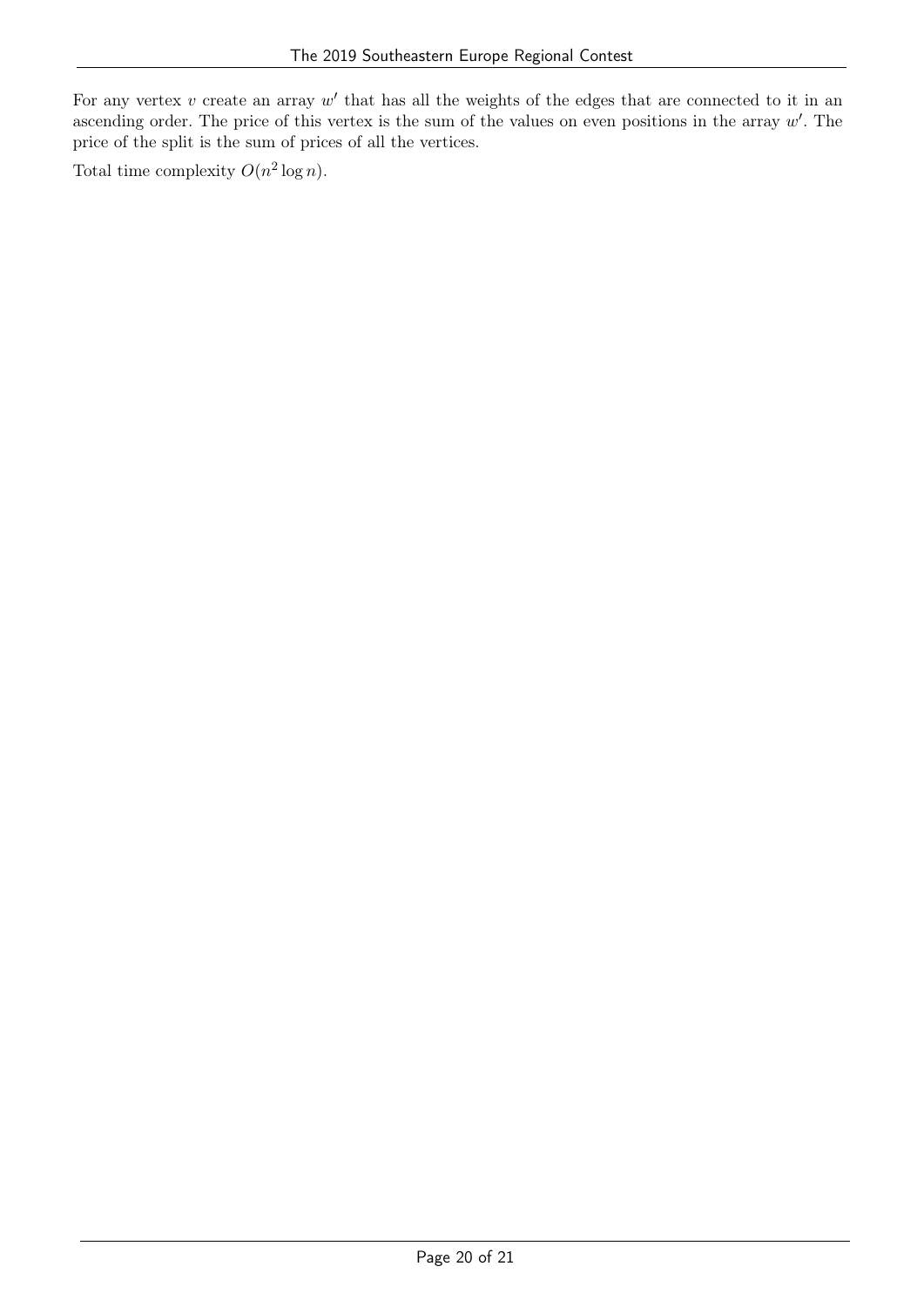For any vertex $v$ create an array $w'$ that has all the weights of the edges that are connected to it in an ascending order. The price of this vertex is the sum of the values on even positions in the array $w'$. The price of the split is the sum of prices of all the vertices.

Total time complexity $O(n^2 \log n)$.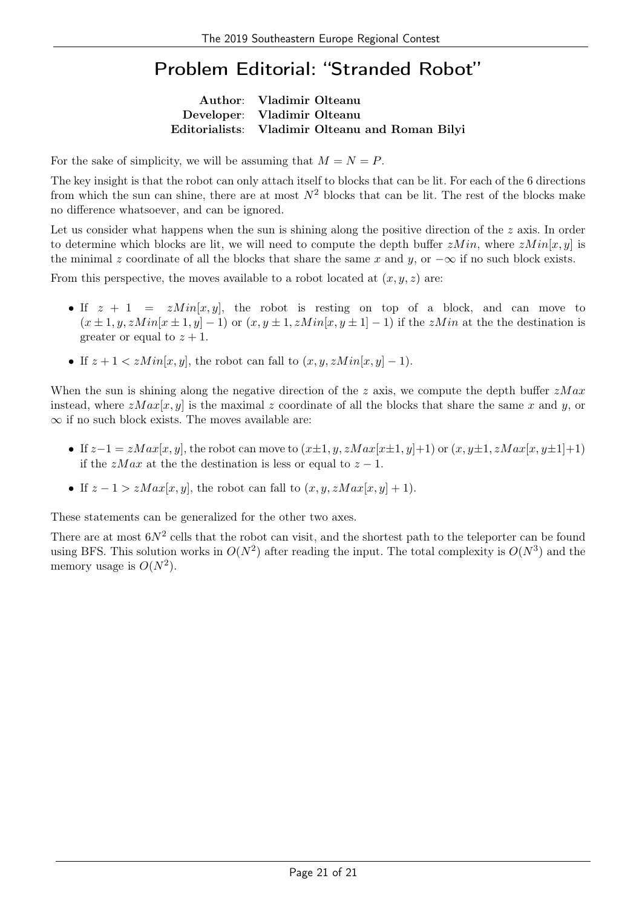# Problem Editorial: "Stranded Robot"

**Author**: **Vladimir Olteanu**
**Developer**: **Vladimir Olteanu**
**Editorialists**: **Vladimir Olteanu and Roman Bilyi**

For the sake of simplicity, we will be assuming that $M = N = P$.

The key insight is that the robot can only attach itself to blocks that can be lit. For each of the 6 directions from which the sun can shine, there are at most $N^2$ blocks that can be lit. The rest of the blocks make no difference whatsoever, and can be ignored.

Let us consider what happens when the sun is shining along the positive direction of the $z$ axis. In order to determine which blocks are lit, we will need to compute the depth buffer $zMin$, where $zMin[x, y]$ is the minimal $z$ coordinate of all the blocks that share the same $x$ and $y$, or $-\infty$ if no such block exists.

From this perspective, the moves available to a robot located at $(x, y, z)$ are:

- If $z + 1 = zMin[x, y]$, the robot is resting on top of a block, and can move to $(x \pm 1, y, zMin[x \pm 1, y] - 1)$ or $(x, y \pm 1, zMin[x, y \pm 1] - 1)$ if the $zMin$ at the the destination is greater or equal to $z + 1$.
- If $z + 1 < zMin[x, y]$, the robot can fall to $(x, y, zMin[x, y] - 1)$.

When the sun is shining along the negative direction of the $z$ axis, we compute the depth buffer $zMax$ instead, where $zMax[x, y]$ is the maximal $z$ coordinate of all the blocks that share the same $x$ and $y$, or $\infty$ if no such block exists. The moves available are:

- If $z-1 = zMax[x, y]$, the robot can move to $(x\pm1, y, zMax[x\pm1, y]+1)$ or $(x, y\pm1, zMax[x, y\pm1]+1)$ if the $zMax$ at the the destination is less or equal to $z - 1$.
- If $z - 1 > zMax[x, y]$, the robot can fall to $(x, y, zMax[x, y] + 1)$.

These statements can be generalized for the other two axes.

There are at most $6N^2$ cells that the robot can visit, and the shortest path to the teleporter can be found using BFS. This solution works in $O(N^2)$ after reading the input. The total complexity is $O(N^3)$ and the memory usage is $O(N^2)$.